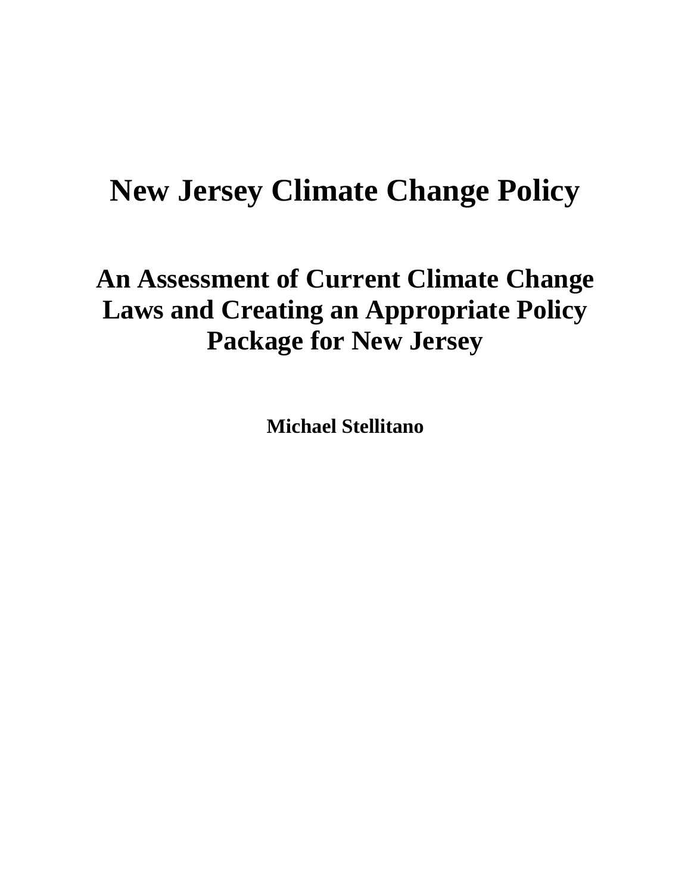# New Jersey Climate Change Policy

## An Assessment of Current Climate Change Laws and Creating an Appropriate Policy Package for New Jersey

**Michael Stellitano**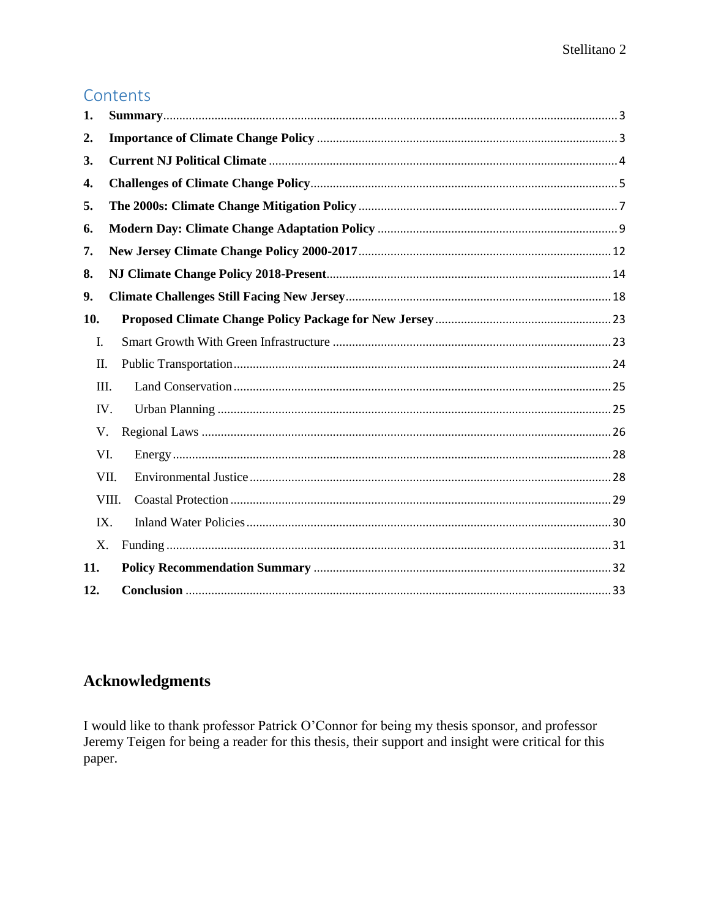## Contents

1. **Summary** ... 3
2. **Importance of Climate Change Policy** ... 3
3. **Current NJ Political Climate** ... 4
4. **Challenges of Climate Change Policy** ... 5
5. **The 2000s: Climate Change Mitigation Policy** ... 7
6. **Modern Day: Climate Change Adaptation Policy** ... 9
7. **New Jersey Climate Change Policy 2000-2017** ... 12
8. **NJ Climate Change Policy 2018-Present** ... 14
9. **Climate Challenges Still Facing New Jersey** ... 18
10. **Proposed Climate Change Policy Package for New Jersey** ... 23
    - I. Smart Growth With Green Infrastructure ... 23
    - II. Public Transportation ... 24
    - III. Land Conservation ... 25
    - IV. Urban Planning ... 25
    - V. Regional Laws ... 26
    - VI. Energy ... 28
    - VII. Environmental Justice ... 28
    - VIII. Coastal Protection ... 29
    - IX. Inland Water Policies ... 30
    - X. Funding ... 31
11. **Policy Recommendation Summary** ... 32
12. **Conclusion** ... 33

## Acknowledgments

I would like to thank professor Patrick O'Connor for being my thesis sponsor, and professor Jeremy Teigen for being a reader for this thesis, their support and insight were critical for this paper.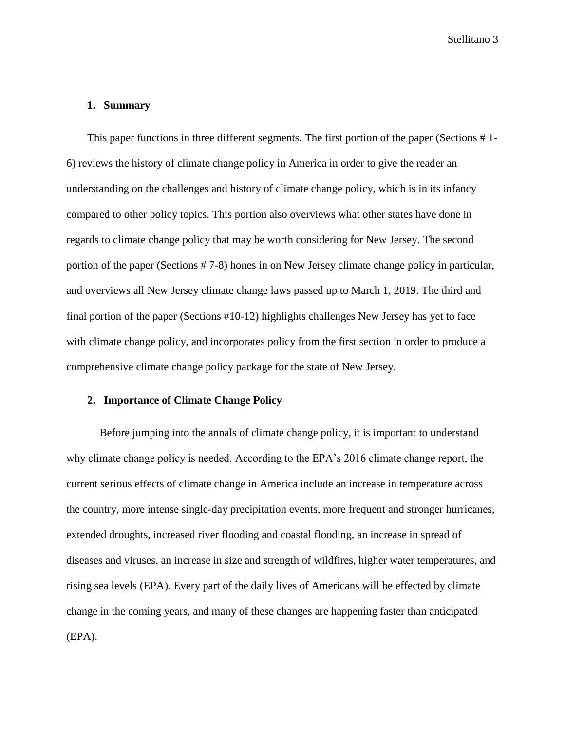## 1. Summary

This paper functions in three different segments. The first portion of the paper (Sections # 1-6) reviews the history of climate change policy in America in order to give the reader an understanding on the challenges and history of climate change policy, which is in its infancy compared to other policy topics. This portion also overviews what other states have done in regards to climate change policy that may be worth considering for New Jersey. The second portion of the paper (Sections # 7-8) hones in on New Jersey climate change policy in particular, and overviews all New Jersey climate change laws passed up to March 1, 2019. The third and final portion of the paper (Sections #10-12) highlights challenges New Jersey has yet to face with climate change policy, and incorporates policy from the first section in order to produce a comprehensive climate change policy package for the state of New Jersey.

## 2. Importance of Climate Change Policy

Before jumping into the annals of climate change policy, it is important to understand why climate change policy is needed. According to the EPA's 2016 climate change report, the current serious effects of climate change in America include an increase in temperature across the country, more intense single-day precipitation events, more frequent and stronger hurricanes, extended droughts, increased river flooding and coastal flooding, an increase in spread of diseases and viruses, an increase in size and strength of wildfires, higher water temperatures, and rising sea levels (EPA). Every part of the daily lives of Americans will be effected by climate change in the coming years, and many of these changes are happening faster than anticipated (EPA).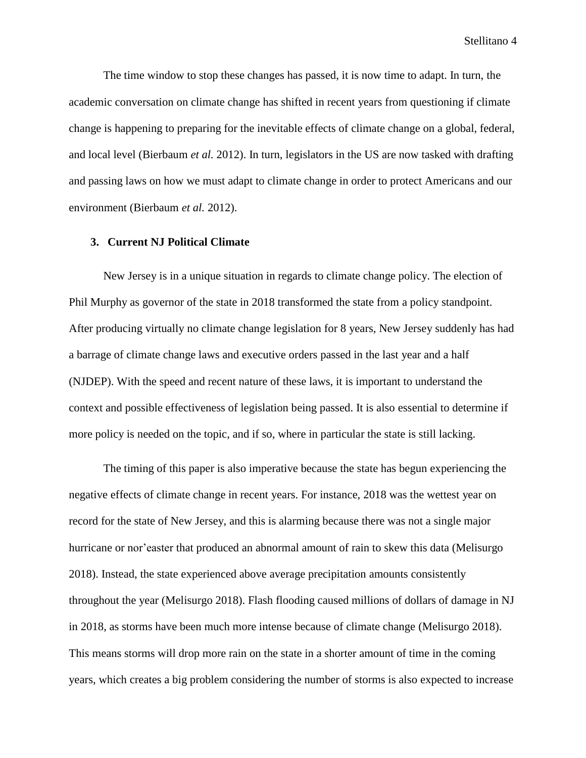The time window to stop these changes has passed, it is now time to adapt. In turn, the academic conversation on climate change has shifted in recent years from questioning if climate change is happening to preparing for the inevitable effects of climate change on a global, federal, and local level (Bierbaum *et al.* 2012). In turn, legislators in the US are now tasked with drafting and passing laws on how we must adapt to climate change in order to protect Americans and our environment (Bierbaum *et al.* 2012).

## 3. Current NJ Political Climate

New Jersey is in a unique situation in regards to climate change policy. The election of Phil Murphy as governor of the state in 2018 transformed the state from a policy standpoint. After producing virtually no climate change legislation for 8 years, New Jersey suddenly has had a barrage of climate change laws and executive orders passed in the last year and a half (NJDEP). With the speed and recent nature of these laws, it is important to understand the context and possible effectiveness of legislation being passed. It is also essential to determine if more policy is needed on the topic, and if so, where in particular the state is still lacking.

The timing of this paper is also imperative because the state has begun experiencing the negative effects of climate change in recent years. For instance, 2018 was the wettest year on record for the state of New Jersey, and this is alarming because there was not a single major hurricane or nor'easter that produced an abnormal amount of rain to skew this data (Melisurgo 2018). Instead, the state experienced above average precipitation amounts consistently throughout the year (Melisurgo 2018). Flash flooding caused millions of dollars of damage in NJ in 2018, as storms have been much more intense because of climate change (Melisurgo 2018). This means storms will drop more rain on the state in a shorter amount of time in the coming years, which creates a big problem considering the number of storms is also expected to increase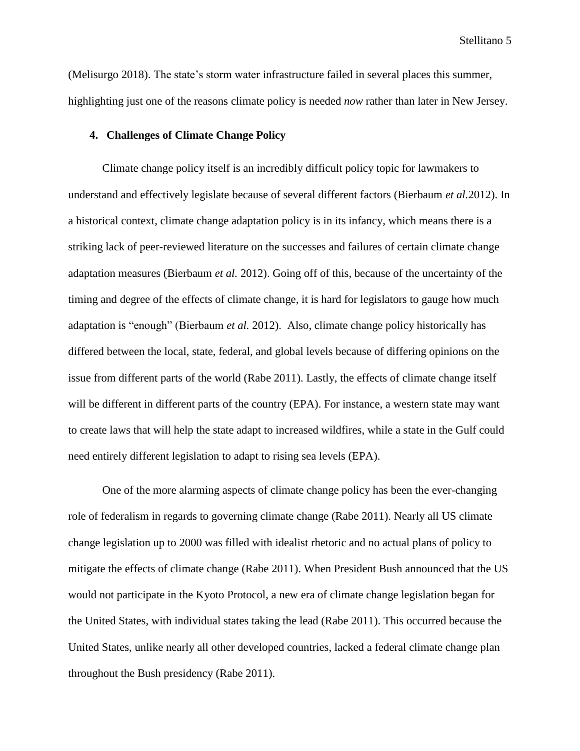(Melisurgo 2018). The state's storm water infrastructure failed in several places this summer, highlighting just one of the reasons climate policy is needed *now* rather than later in New Jersey.

## 4. Challenges of Climate Change Policy

Climate change policy itself is an incredibly difficult policy topic for lawmakers to understand and effectively legislate because of several different factors (Bierbaum *et al.*2012). In a historical context, climate change adaptation policy is in its infancy, which means there is a striking lack of peer-reviewed literature on the successes and failures of certain climate change adaptation measures (Bierbaum *et al.* 2012). Going off of this, because of the uncertainty of the timing and degree of the effects of climate change, it is hard for legislators to gauge how much adaptation is "enough" (Bierbaum *et al.* 2012). Also, climate change policy historically has differed between the local, state, federal, and global levels because of differing opinions on the issue from different parts of the world (Rabe 2011). Lastly, the effects of climate change itself will be different in different parts of the country (EPA). For instance, a western state may want to create laws that will help the state adapt to increased wildfires, while a state in the Gulf could need entirely different legislation to adapt to rising sea levels (EPA).

One of the more alarming aspects of climate change policy has been the ever-changing role of federalism in regards to governing climate change (Rabe 2011). Nearly all US climate change legislation up to 2000 was filled with idealist rhetoric and no actual plans of policy to mitigate the effects of climate change (Rabe 2011). When President Bush announced that the US would not participate in the Kyoto Protocol, a new era of climate change legislation began for the United States, with individual states taking the lead (Rabe 2011). This occurred because the United States, unlike nearly all other developed countries, lacked a federal climate change plan throughout the Bush presidency (Rabe 2011).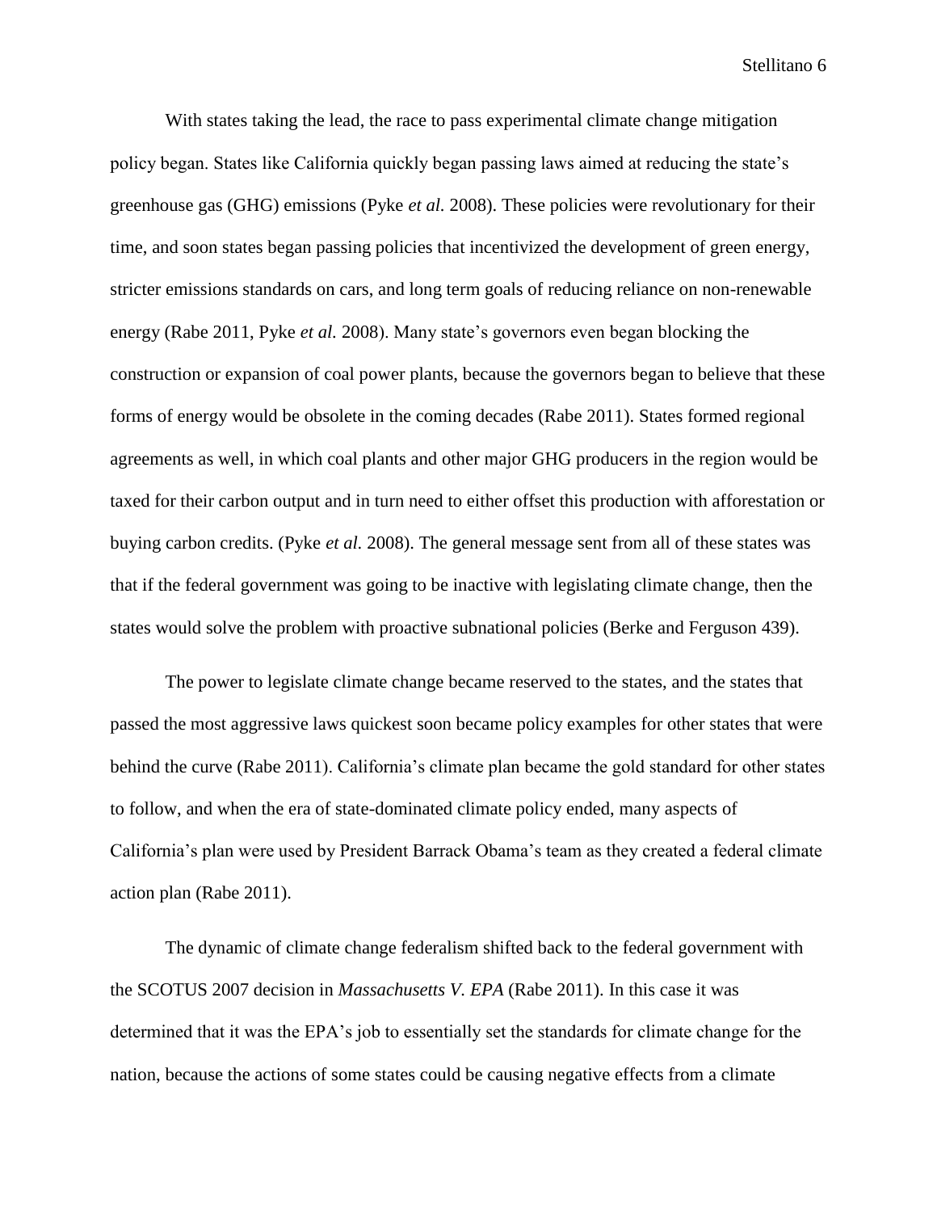With states taking the lead, the race to pass experimental climate change mitigation policy began. States like California quickly began passing laws aimed at reducing the state's greenhouse gas (GHG) emissions (Pyke *et al.* 2008). These policies were revolutionary for their time, and soon states began passing policies that incentivized the development of green energy, stricter emissions standards on cars, and long term goals of reducing reliance on non-renewable energy (Rabe 2011, Pyke *et al.* 2008). Many state's governors even began blocking the construction or expansion of coal power plants, because the governors began to believe that these forms of energy would be obsolete in the coming decades (Rabe 2011). States formed regional agreements as well, in which coal plants and other major GHG producers in the region would be taxed for their carbon output and in turn need to either offset this production with afforestation or buying carbon credits. (Pyke *et al.* 2008). The general message sent from all of these states was that if the federal government was going to be inactive with legislating climate change, then the states would solve the problem with proactive subnational policies (Berke and Ferguson 439).

The power to legislate climate change became reserved to the states, and the states that passed the most aggressive laws quickest soon became policy examples for other states that were behind the curve (Rabe 2011). California's climate plan became the gold standard for other states to follow, and when the era of state-dominated climate policy ended, many aspects of California's plan were used by President Barrack Obama's team as they created a federal climate action plan (Rabe 2011).

The dynamic of climate change federalism shifted back to the federal government with the SCOTUS 2007 decision in *Massachusetts V. EPA* (Rabe 2011). In this case it was determined that it was the EPA's job to essentially set the standards for climate change for the nation, because the actions of some states could be causing negative effects from a climate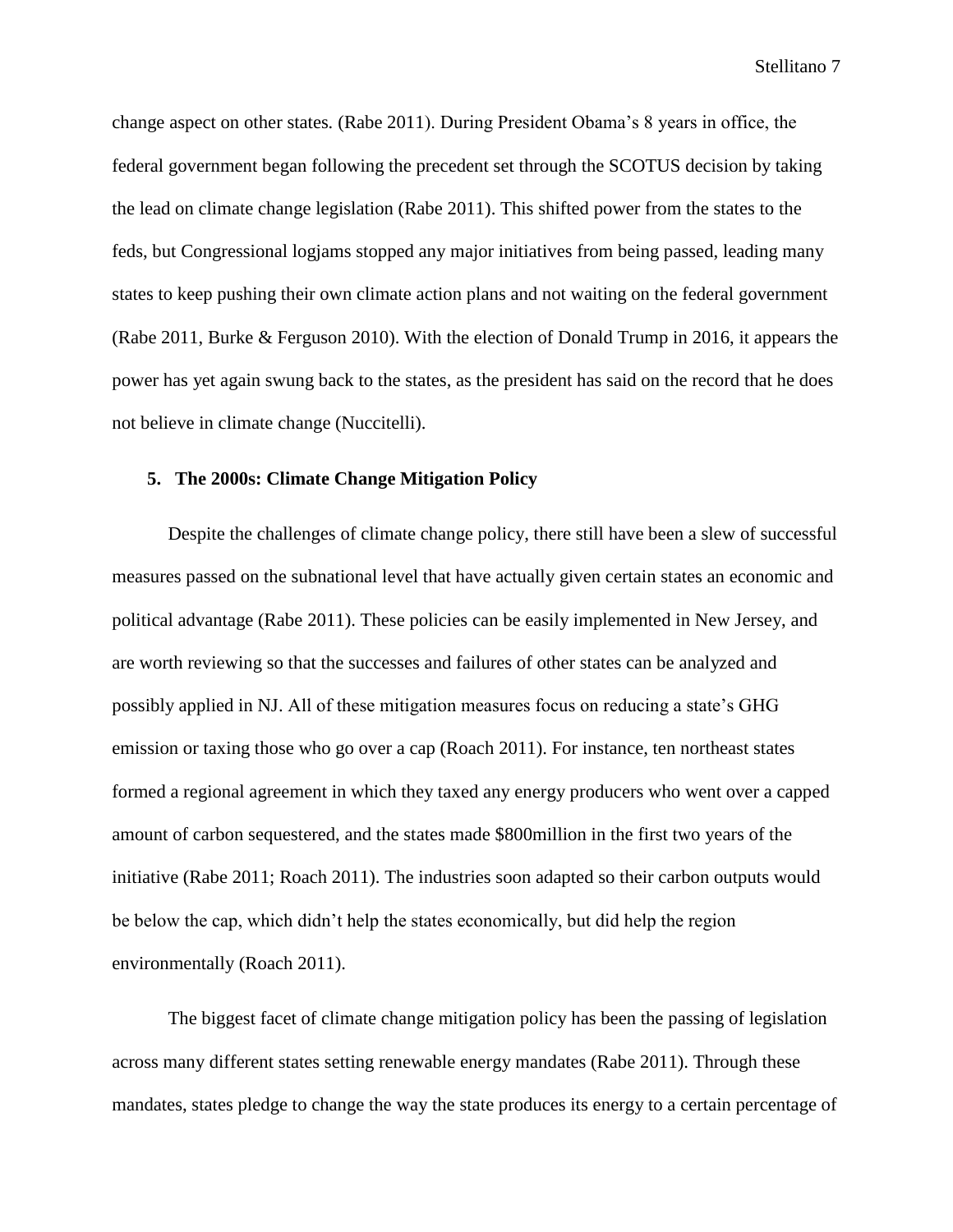change aspect on other states. (Rabe 2011). During President Obama's 8 years in office, the federal government began following the precedent set through the SCOTUS decision by taking the lead on climate change legislation (Rabe 2011). This shifted power from the states to the feds, but Congressional logjams stopped any major initiatives from being passed, leading many states to keep pushing their own climate action plans and not waiting on the federal government (Rabe 2011, Burke & Ferguson 2010). With the election of Donald Trump in 2016, it appears the power has yet again swung back to the states, as the president has said on the record that he does not believe in climate change (Nuccitelli).

### 5. The 2000s: Climate Change Mitigation Policy

Despite the challenges of climate change policy, there still have been a slew of successful measures passed on the subnational level that have actually given certain states an economic and political advantage (Rabe 2011). These policies can be easily implemented in New Jersey, and are worth reviewing so that the successes and failures of other states can be analyzed and possibly applied in NJ. All of these mitigation measures focus on reducing a state's GHG emission or taxing those who go over a cap (Roach 2011). For instance, ten northeast states formed a regional agreement in which they taxed any energy producers who went over a capped amount of carbon sequestered, and the states made $800million in the first two years of the initiative (Rabe 2011; Roach 2011). The industries soon adapted so their carbon outputs would be below the cap, which didn't help the states economically, but did help the region environmentally (Roach 2011).

The biggest facet of climate change mitigation policy has been the passing of legislation across many different states setting renewable energy mandates (Rabe 2011). Through these mandates, states pledge to change the way the state produces its energy to a certain percentage of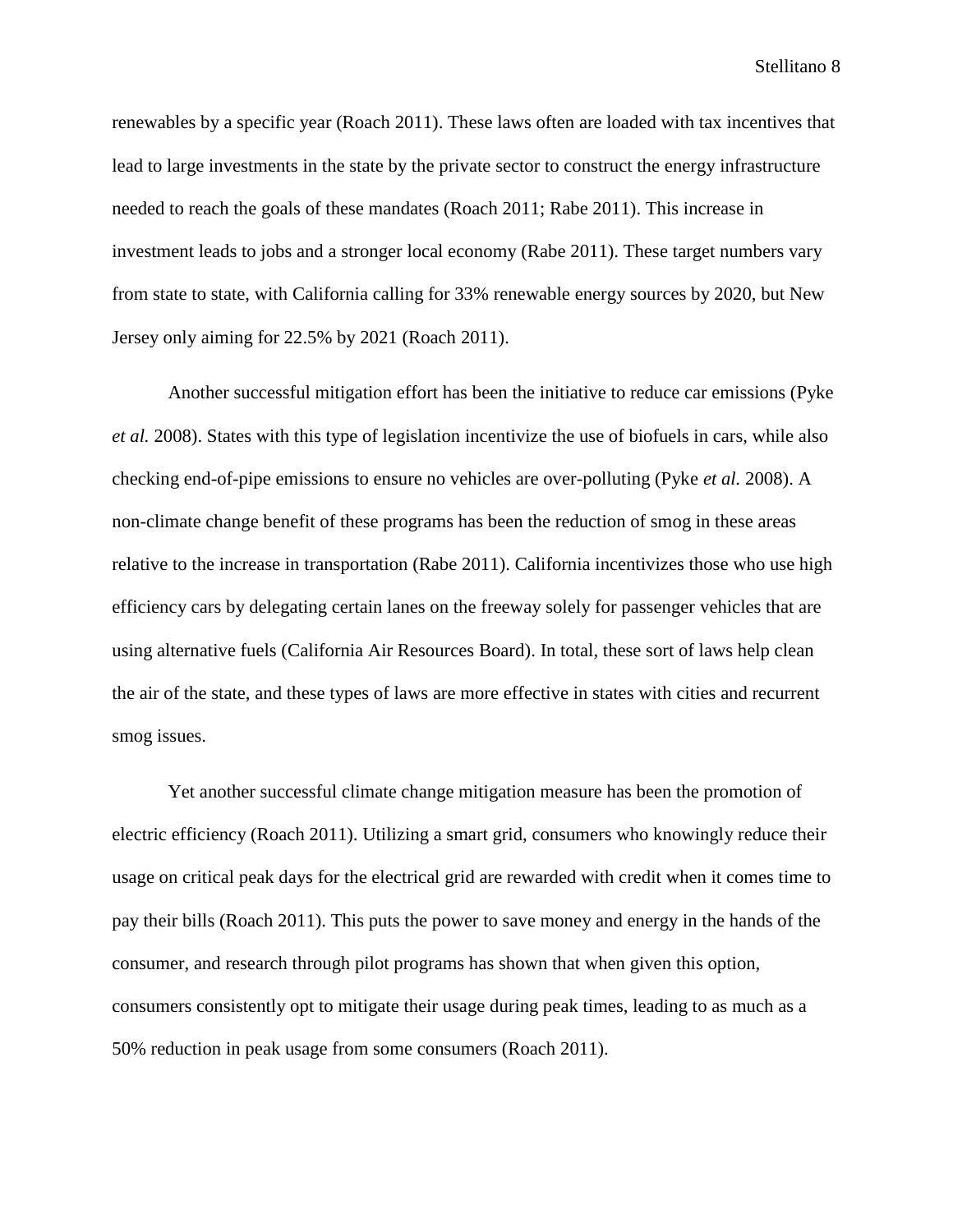renewables by a specific year (Roach 2011). These laws often are loaded with tax incentives that lead to large investments in the state by the private sector to construct the energy infrastructure needed to reach the goals of these mandates (Roach 2011; Rabe 2011). This increase in investment leads to jobs and a stronger local economy (Rabe 2011). These target numbers vary from state to state, with California calling for 33% renewable energy sources by 2020, but New Jersey only aiming for 22.5% by 2021 (Roach 2011).

Another successful mitigation effort has been the initiative to reduce car emissions (Pyke *et al.* 2008). States with this type of legislation incentivize the use of biofuels in cars, while also checking end-of-pipe emissions to ensure no vehicles are over-polluting (Pyke *et al.* 2008). A non-climate change benefit of these programs has been the reduction of smog in these areas relative to the increase in transportation (Rabe 2011). California incentivizes those who use high efficiency cars by delegating certain lanes on the freeway solely for passenger vehicles that are using alternative fuels (California Air Resources Board). In total, these sort of laws help clean the air of the state, and these types of laws are more effective in states with cities and recurrent smog issues.

Yet another successful climate change mitigation measure has been the promotion of electric efficiency (Roach 2011). Utilizing a smart grid, consumers who knowingly reduce their usage on critical peak days for the electrical grid are rewarded with credit when it comes time to pay their bills (Roach 2011). This puts the power to save money and energy in the hands of the consumer, and research through pilot programs has shown that when given this option, consumers consistently opt to mitigate their usage during peak times, leading to as much as a 50% reduction in peak usage from some consumers (Roach 2011).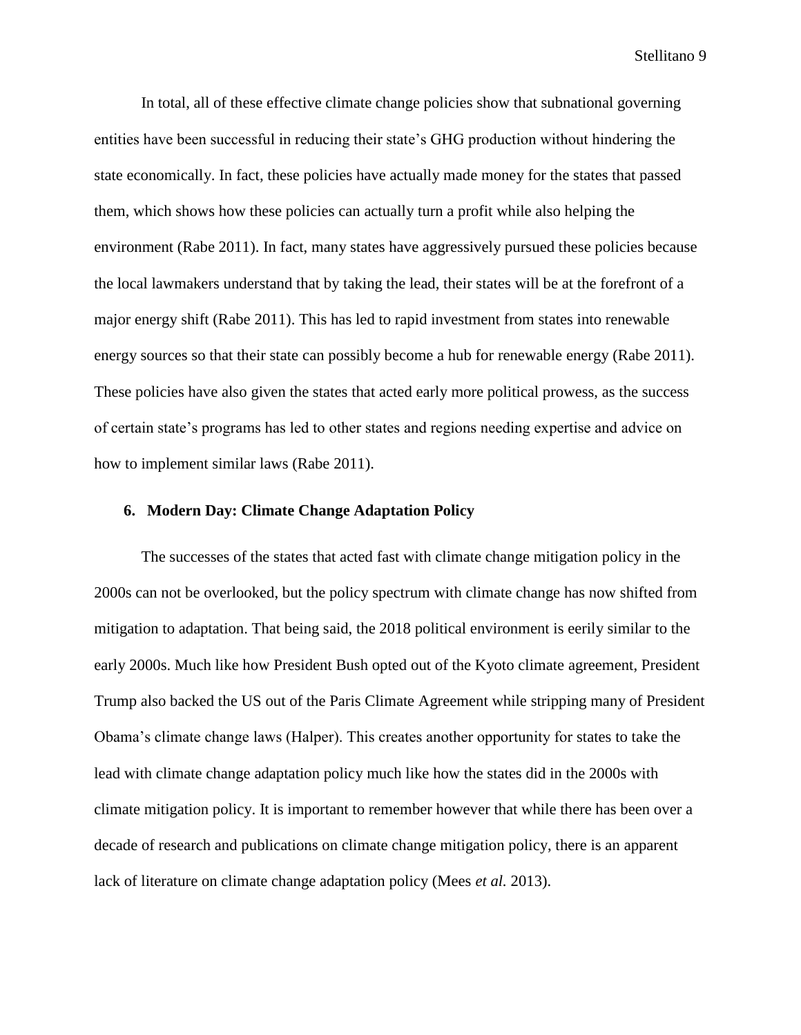In total, all of these effective climate change policies show that subnational governing entities have been successful in reducing their state's GHG production without hindering the state economically. In fact, these policies have actually made money for the states that passed them, which shows how these policies can actually turn a profit while also helping the environment (Rabe 2011). In fact, many states have aggressively pursued these policies because the local lawmakers understand that by taking the lead, their states will be at the forefront of a major energy shift (Rabe 2011). This has led to rapid investment from states into renewable energy sources so that their state can possibly become a hub for renewable energy (Rabe 2011). These policies have also given the states that acted early more political prowess, as the success of certain state's programs has led to other states and regions needing expertise and advice on how to implement similar laws (Rabe 2011).

## 6. Modern Day: Climate Change Adaptation Policy

The successes of the states that acted fast with climate change mitigation policy in the 2000s can not be overlooked, but the policy spectrum with climate change has now shifted from mitigation to adaptation. That being said, the 2018 political environment is eerily similar to the early 2000s. Much like how President Bush opted out of the Kyoto climate agreement, President Trump also backed the US out of the Paris Climate Agreement while stripping many of President Obama's climate change laws (Halper). This creates another opportunity for states to take the lead with climate change adaptation policy much like how the states did in the 2000s with climate mitigation policy. It is important to remember however that while there has been over a decade of research and publications on climate change mitigation policy, there is an apparent lack of literature on climate change adaptation policy (Mees *et al.* 2013).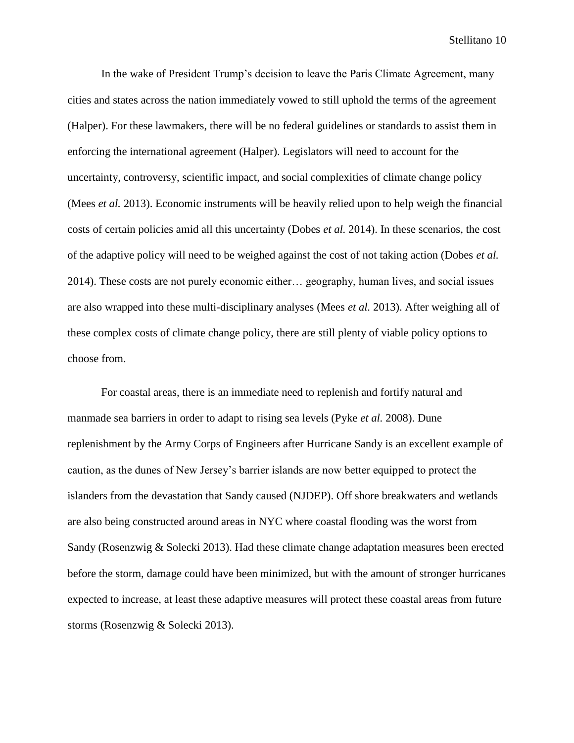In the wake of President Trump's decision to leave the Paris Climate Agreement, many cities and states across the nation immediately vowed to still uphold the terms of the agreement (Halper). For these lawmakers, there will be no federal guidelines or standards to assist them in enforcing the international agreement (Halper). Legislators will need to account for the uncertainty, controversy, scientific impact, and social complexities of climate change policy (Mees *et al.* 2013). Economic instruments will be heavily relied upon to help weigh the financial costs of certain policies amid all this uncertainty (Dobes *et al.* 2014). In these scenarios, the cost of the adaptive policy will need to be weighed against the cost of not taking action (Dobes *et al.* 2014). These costs are not purely economic either… geography, human lives, and social issues are also wrapped into these multi-disciplinary analyses (Mees *et al.* 2013). After weighing all of these complex costs of climate change policy, there are still plenty of viable policy options to choose from.

For coastal areas, there is an immediate need to replenish and fortify natural and manmade sea barriers in order to adapt to rising sea levels (Pyke *et al.* 2008). Dune replenishment by the Army Corps of Engineers after Hurricane Sandy is an excellent example of caution, as the dunes of New Jersey's barrier islands are now better equipped to protect the islanders from the devastation that Sandy caused (NJDEP). Off shore breakwaters and wetlands are also being constructed around areas in NYC where coastal flooding was the worst from Sandy (Rosenzwig & Solecki 2013). Had these climate change adaptation measures been erected before the storm, damage could have been minimized, but with the amount of stronger hurricanes expected to increase, at least these adaptive measures will protect these coastal areas from future storms (Rosenzwig & Solecki 2013).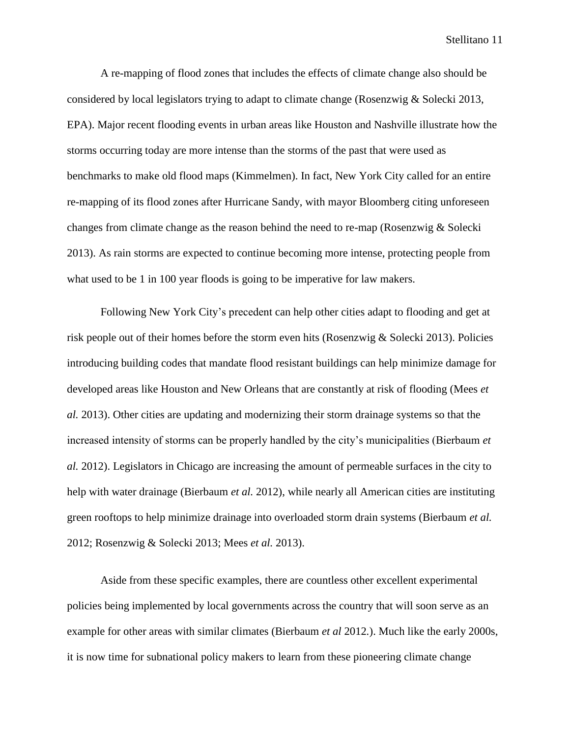A re-mapping of flood zones that includes the effects of climate change also should be considered by local legislators trying to adapt to climate change (Rosenzwig & Solecki 2013, EPA). Major recent flooding events in urban areas like Houston and Nashville illustrate how the storms occurring today are more intense than the storms of the past that were used as benchmarks to make old flood maps (Kimmelmen). In fact, New York City called for an entire re-mapping of its flood zones after Hurricane Sandy, with mayor Bloomberg citing unforeseen changes from climate change as the reason behind the need to re-map (Rosenzwig & Solecki 2013). As rain storms are expected to continue becoming more intense, protecting people from what used to be 1 in 100 year floods is going to be imperative for law makers.

Following New York City's precedent can help other cities adapt to flooding and get at risk people out of their homes before the storm even hits (Rosenzwig & Solecki 2013). Policies introducing building codes that mandate flood resistant buildings can help minimize damage for developed areas like Houston and New Orleans that are constantly at risk of flooding (Mees *et al.* 2013). Other cities are updating and modernizing their storm drainage systems so that the increased intensity of storms can be properly handled by the city's municipalities (Bierbaum *et al.* 2012). Legislators in Chicago are increasing the amount of permeable surfaces in the city to help with water drainage (Bierbaum *et al.* 2012), while nearly all American cities are instituting green rooftops to help minimize drainage into overloaded storm drain systems (Bierbaum *et al.* 2012; Rosenzwig & Solecki 2013; Mees *et al.* 2013).

Aside from these specific examples, there are countless other excellent experimental policies being implemented by local governments across the country that will soon serve as an example for other areas with similar climates (Bierbaum *et al* 2012.). Much like the early 2000s, it is now time for subnational policy makers to learn from these pioneering climate change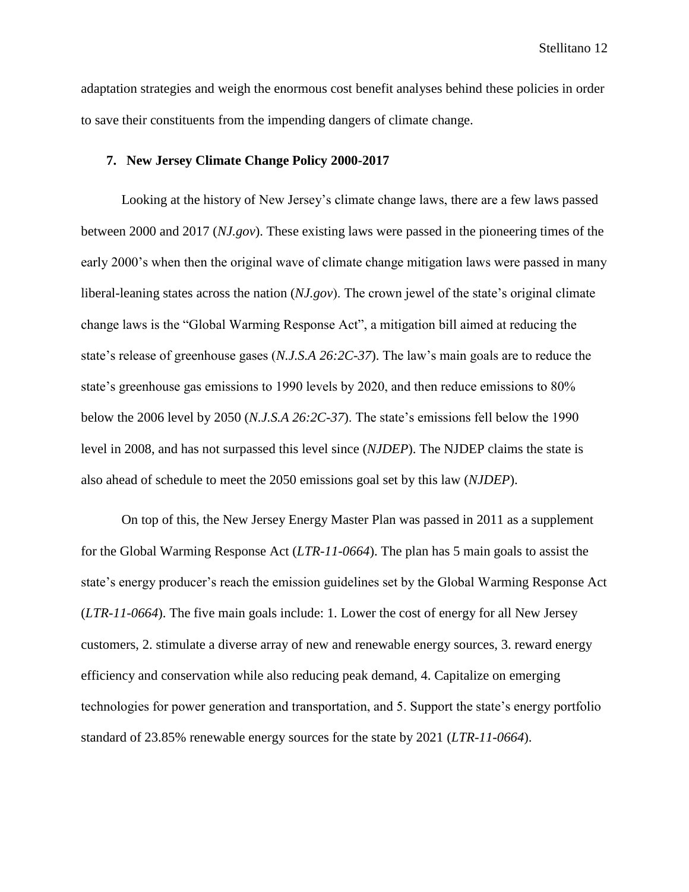adaptation strategies and weigh the enormous cost benefit analyses behind these policies in order to save their constituents from the impending dangers of climate change.

## 7. New Jersey Climate Change Policy 2000-2017

Looking at the history of New Jersey's climate change laws, there are a few laws passed between 2000 and 2017 (*NJ.gov*). These existing laws were passed in the pioneering times of the early 2000's when then the original wave of climate change mitigation laws were passed in many liberal-leaning states across the nation (*NJ.gov*). The crown jewel of the state's original climate change laws is the "Global Warming Response Act", a mitigation bill aimed at reducing the state's release of greenhouse gases (*N.J.S.A 26:2C-37*). The law's main goals are to reduce the state's greenhouse gas emissions to 1990 levels by 2020, and then reduce emissions to 80% below the 2006 level by 2050 (*N.J.S.A 26:2C-37*). The state's emissions fell below the 1990 level in 2008, and has not surpassed this level since (*NJDEP*). The NJDEP claims the state is also ahead of schedule to meet the 2050 emissions goal set by this law (*NJDEP*).

On top of this, the New Jersey Energy Master Plan was passed in 2011 as a supplement for the Global Warming Response Act (*LTR-11-0664*). The plan has 5 main goals to assist the state's energy producer's reach the emission guidelines set by the Global Warming Response Act (*LTR-11-0664*). The five main goals include: 1. Lower the cost of energy for all New Jersey customers, 2. stimulate a diverse array of new and renewable energy sources, 3. reward energy efficiency and conservation while also reducing peak demand, 4. Capitalize on emerging technologies for power generation and transportation, and 5. Support the state's energy portfolio standard of 23.85% renewable energy sources for the state by 2021 (*LTR-11-0664*).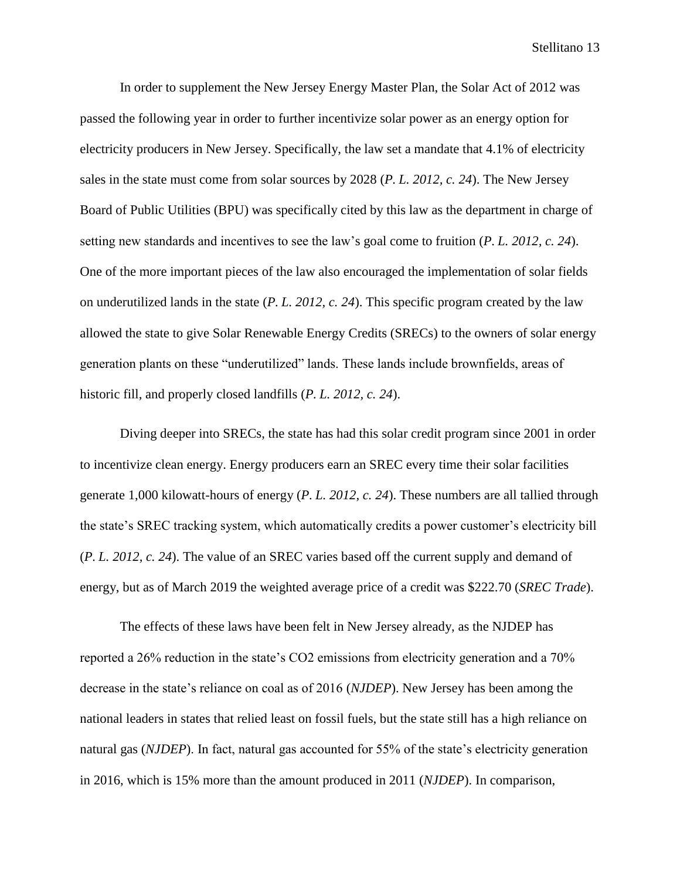In order to supplement the New Jersey Energy Master Plan, the Solar Act of 2012 was passed the following year in order to further incentivize solar power as an energy option for electricity producers in New Jersey. Specifically, the law set a mandate that 4.1% of electricity sales in the state must come from solar sources by 2028 (*P. L. 2012, c. 24*). The New Jersey Board of Public Utilities (BPU) was specifically cited by this law as the department in charge of setting new standards and incentives to see the law's goal come to fruition (*P. L. 2012, c. 24*). One of the more important pieces of the law also encouraged the implementation of solar fields on underutilized lands in the state (*P. L. 2012, c. 24*). This specific program created by the law allowed the state to give Solar Renewable Energy Credits (SRECs) to the owners of solar energy generation plants on these "underutilized" lands. These lands include brownfields, areas of historic fill, and properly closed landfills (*P. L. 2012, c. 24*).

Diving deeper into SRECs, the state has had this solar credit program since 2001 in order to incentivize clean energy. Energy producers earn an SREC every time their solar facilities generate 1,000 kilowatt-hours of energy (*P. L. 2012, c. 24*). These numbers are all tallied through the state's SREC tracking system, which automatically credits a power customer's electricity bill (*P. L. 2012, c. 24*). The value of an SREC varies based off the current supply and demand of energy, but as of March 2019 the weighted average price of a credit was $222.70 (*SREC Trade*).

The effects of these laws have been felt in New Jersey already, as the NJDEP has reported a 26% reduction in the state's $CO_2$ emissions from electricity generation and a 70% decrease in the state's reliance on coal as of 2016 (*NJDEP*). New Jersey has been among the national leaders in states that relied least on fossil fuels, but the state still has a high reliance on natural gas (*NJDEP*). In fact, natural gas accounted for 55% of the state's electricity generation in 2016, which is 15% more than the amount produced in 2011 (*NJDEP*). In comparison,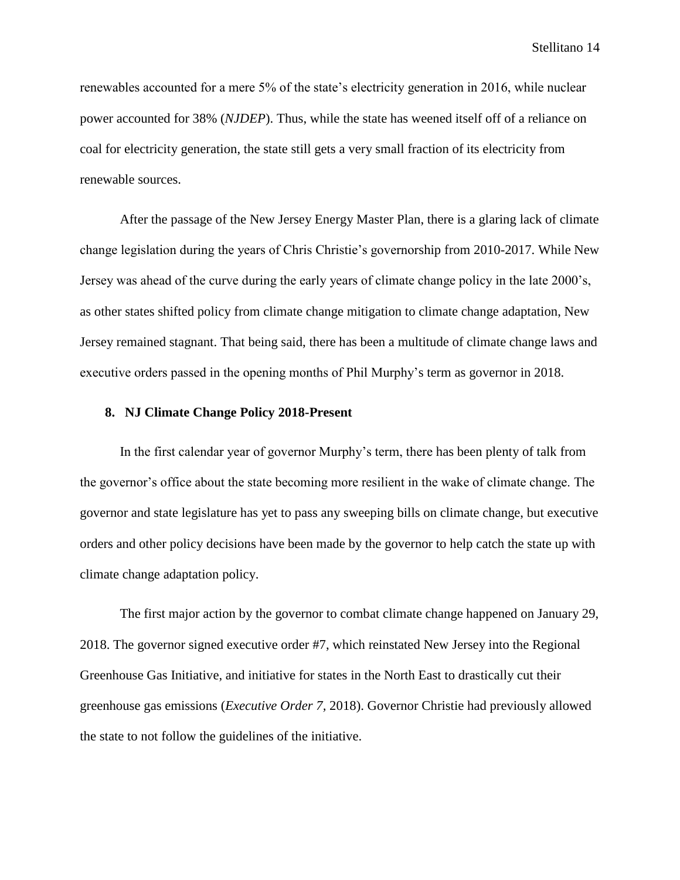renewables accounted for a mere 5% of the state's electricity generation in 2016, while nuclear power accounted for 38% (*NJDEP*). Thus, while the state has weened itself off of a reliance on coal for electricity generation, the state still gets a very small fraction of its electricity from renewable sources.

After the passage of the New Jersey Energy Master Plan, there is a glaring lack of climate change legislation during the years of Chris Christie's governorship from 2010-2017. While New Jersey was ahead of the curve during the early years of climate change policy in the late 2000's, as other states shifted policy from climate change mitigation to climate change adaptation, New Jersey remained stagnant. That being said, there has been a multitude of climate change laws and executive orders passed in the opening months of Phil Murphy's term as governor in 2018.

## 8. NJ Climate Change Policy 2018-Present

In the first calendar year of governor Murphy's term, there has been plenty of talk from the governor's office about the state becoming more resilient in the wake of climate change. The governor and state legislature has yet to pass any sweeping bills on climate change, but executive orders and other policy decisions have been made by the governor to help catch the state up with climate change adaptation policy.

The first major action by the governor to combat climate change happened on January 29, 2018. The governor signed executive order #7, which reinstated New Jersey into the Regional Greenhouse Gas Initiative, and initiative for states in the North East to drastically cut their greenhouse gas emissions (*Executive Order 7,* 2018). Governor Christie had previously allowed the state to not follow the guidelines of the initiative.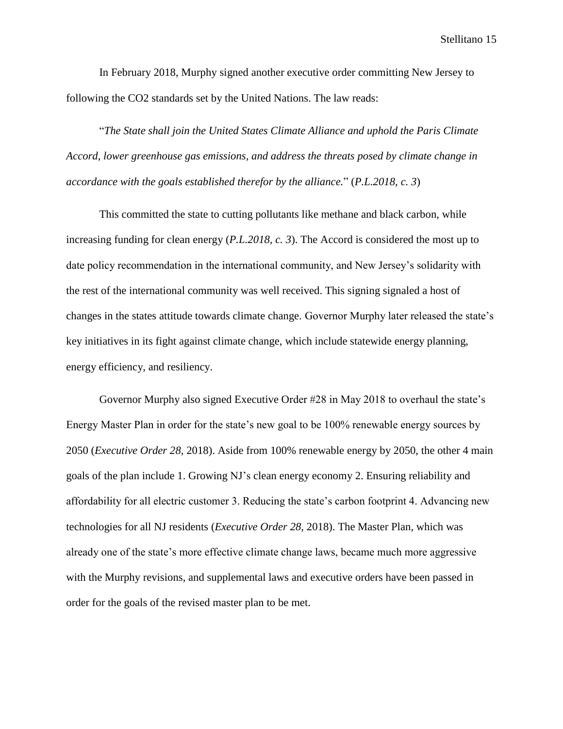In February 2018, Murphy signed another executive order committing New Jersey to following the CO2 standards set by the United Nations. The law reads:

"*The State shall join the United States Climate Alliance and uphold the Paris Climate Accord, lower greenhouse gas emissions, and address the threats posed by climate change in accordance with the goals established therefor by the alliance.*" (*P.L.2018, c. 3*)

This committed the state to cutting pollutants like methane and black carbon, while increasing funding for clean energy (*P.L.2018, c. 3*). The Accord is considered the most up to date policy recommendation in the international community, and New Jersey's solidarity with the rest of the international community was well received. This signing signaled a host of changes in the states attitude towards climate change. Governor Murphy later released the state's key initiatives in its fight against climate change, which include statewide energy planning, energy efficiency, and resiliency.

Governor Murphy also signed Executive Order #28 in May 2018 to overhaul the state's Energy Master Plan in order for the state's new goal to be 100% renewable energy sources by 2050 (*Executive Order 28,* 2018). Aside from 100% renewable energy by 2050, the other 4 main goals of the plan include 1. Growing NJ's clean energy economy 2. Ensuring reliability and affordability for all electric customer 3. Reducing the state's carbon footprint 4. Advancing new technologies for all NJ residents (*Executive Order 28,* 2018). The Master Plan, which was already one of the state's more effective climate change laws, became much more aggressive with the Murphy revisions, and supplemental laws and executive orders have been passed in order for the goals of the revised master plan to be met.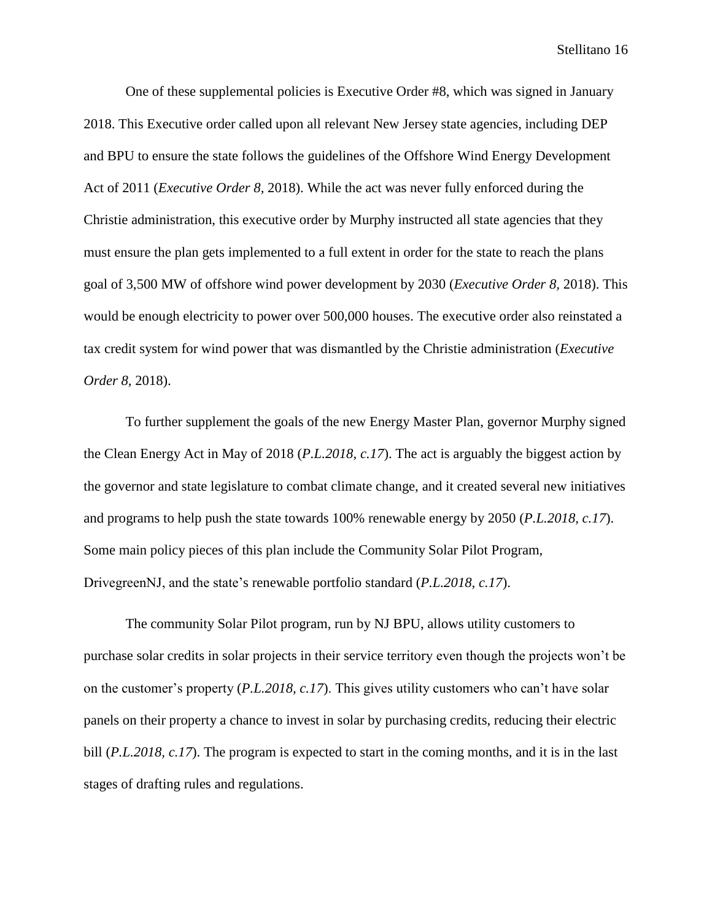One of these supplemental policies is Executive Order #8, which was signed in January 2018. This Executive order called upon all relevant New Jersey state agencies, including DEP and BPU to ensure the state follows the guidelines of the Offshore Wind Energy Development Act of 2011 (*Executive Order 8,* 2018). While the act was never fully enforced during the Christie administration, this executive order by Murphy instructed all state agencies that they must ensure the plan gets implemented to a full extent in order for the state to reach the plans goal of 3,500 MW of offshore wind power development by 2030 (*Executive Order 8*, 2018). This would be enough electricity to power over 500,000 houses. The executive order also reinstated a tax credit system for wind power that was dismantled by the Christie administration (*Executive Order 8*, 2018).

To further supplement the goals of the new Energy Master Plan, governor Murphy signed the Clean Energy Act in May of 2018 (*P.L.2018, c.17*). The act is arguably the biggest action by the governor and state legislature to combat climate change, and it created several new initiatives and programs to help push the state towards 100% renewable energy by 2050 (*P.L.2018, c.17*). Some main policy pieces of this plan include the Community Solar Pilot Program, DrivegreenNJ, and the state's renewable portfolio standard (*P.L.2018, c.17*).

The community Solar Pilot program, run by NJ BPU, allows utility customers to purchase solar credits in solar projects in their service territory even though the projects won't be on the customer's property (*P.L.2018, c.17*). This gives utility customers who can't have solar panels on their property a chance to invest in solar by purchasing credits, reducing their electric bill (*P.L.2018, c.17*). The program is expected to start in the coming months, and it is in the last stages of drafting rules and regulations.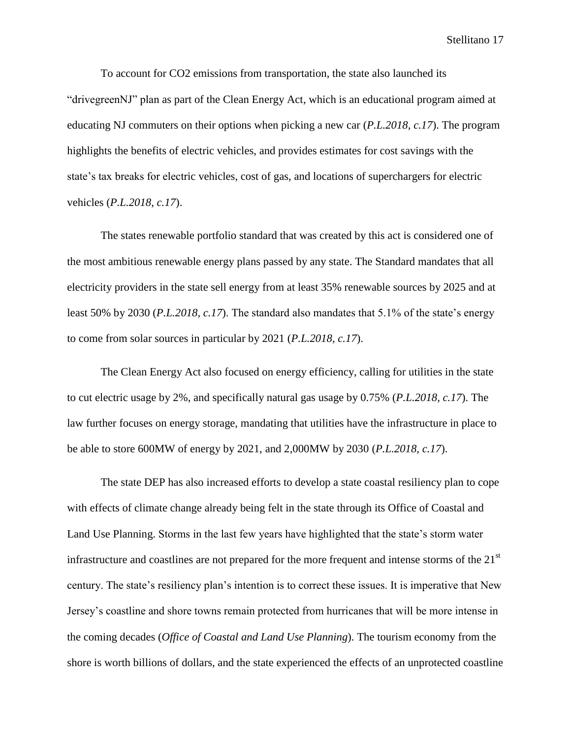To account for $CO_2$ emissions from transportation, the state also launched its "drivegreenNJ" plan as part of the Clean Energy Act, which is an educational program aimed at educating NJ commuters on their options when picking a new car (*P.L.2018, c.17*). The program highlights the benefits of electric vehicles, and provides estimates for cost savings with the state's tax breaks for electric vehicles, cost of gas, and locations of superchargers for electric vehicles (*P.L.2018, c.17*).

The states renewable portfolio standard that was created by this act is considered one of the most ambitious renewable energy plans passed by any state. The Standard mandates that all electricity providers in the state sell energy from at least 35% renewable sources by 2025 and at least 50% by 2030 (*P.L.2018, c.17*). The standard also mandates that 5.1% of the state's energy to come from solar sources in particular by 2021 (*P.L.2018, c.17*).

The Clean Energy Act also focused on energy efficiency, calling for utilities in the state to cut electric usage by 2%, and specifically natural gas usage by 0.75% (*P.L.2018, c.17*). The law further focuses on energy storage, mandating that utilities have the infrastructure in place to be able to store 600MW of energy by 2021, and 2,000MW by 2030 (*P.L.2018, c.17*).

The state DEP has also increased efforts to develop a state coastal resiliency plan to cope with effects of climate change already being felt in the state through its Office of Coastal and Land Use Planning. Storms in the last few years have highlighted that the state's storm water infrastructure and coastlines are not prepared for the more frequent and intense storms of the 21st century. The state's resiliency plan's intention is to correct these issues. It is imperative that New Jersey's coastline and shore towns remain protected from hurricanes that will be more intense in the coming decades (*Office of Coastal and Land Use Planning*). The tourism economy from the shore is worth billions of dollars, and the state experienced the effects of an unprotected coastline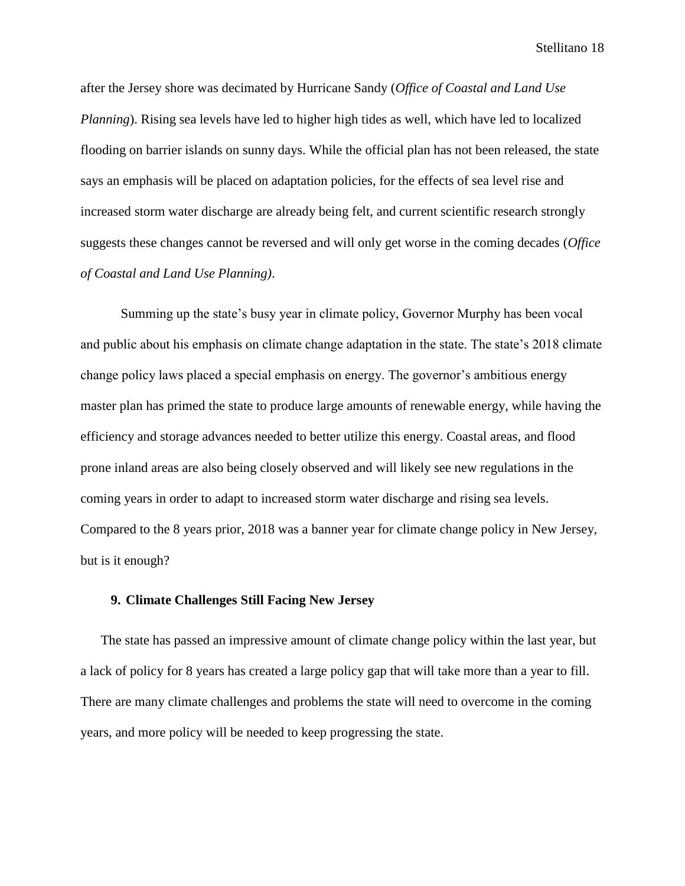after the Jersey shore was decimated by Hurricane Sandy (*Office of Coastal and Land Use Planning*). Rising sea levels have led to higher high tides as well, which have led to localized flooding on barrier islands on sunny days. While the official plan has not been released, the state says an emphasis will be placed on adaptation policies, for the effects of sea level rise and increased storm water discharge are already being felt, and current scientific research strongly suggests these changes cannot be reversed and will only get worse in the coming decades (*Office of Coastal and Land Use Planning)*.

Summing up the state's busy year in climate policy, Governor Murphy has been vocal and public about his emphasis on climate change adaptation in the state. The state's 2018 climate change policy laws placed a special emphasis on energy. The governor's ambitious energy master plan has primed the state to produce large amounts of renewable energy, while having the efficiency and storage advances needed to better utilize this energy. Coastal areas, and flood prone inland areas are also being closely observed and will likely see new regulations in the coming years in order to adapt to increased storm water discharge and rising sea levels. Compared to the 8 years prior, 2018 was a banner year for climate change policy in New Jersey, but is it enough?

## 9. Climate Challenges Still Facing New Jersey

The state has passed an impressive amount of climate change policy within the last year, but a lack of policy for 8 years has created a large policy gap that will take more than a year to fill. There are many climate challenges and problems the state will need to overcome in the coming years, and more policy will be needed to keep progressing the state.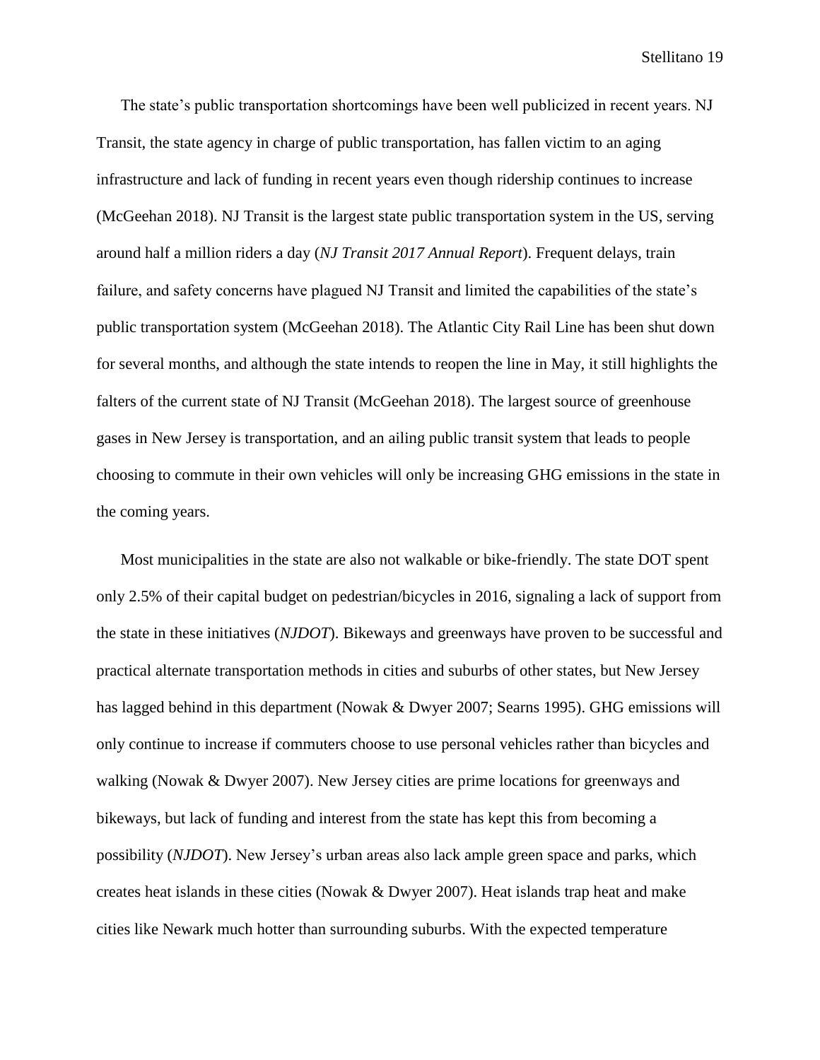The state's public transportation shortcomings have been well publicized in recent years. NJ Transit, the state agency in charge of public transportation, has fallen victim to an aging infrastructure and lack of funding in recent years even though ridership continues to increase (McGeehan 2018). NJ Transit is the largest state public transportation system in the US, serving around half a million riders a day (*NJ Transit 2017 Annual Report*). Frequent delays, train failure, and safety concerns have plagued NJ Transit and limited the capabilities of the state's public transportation system (McGeehan 2018). The Atlantic City Rail Line has been shut down for several months, and although the state intends to reopen the line in May, it still highlights the falters of the current state of NJ Transit (McGeehan 2018). The largest source of greenhouse gases in New Jersey is transportation, and an ailing public transit system that leads to people choosing to commute in their own vehicles will only be increasing GHG emissions in the state in the coming years.

Most municipalities in the state are also not walkable or bike-friendly. The state DOT spent only 2.5% of their capital budget on pedestrian/bicycles in 2016, signaling a lack of support from the state in these initiatives (*NJDOT*). Bikeways and greenways have proven to be successful and practical alternate transportation methods in cities and suburbs of other states, but New Jersey has lagged behind in this department (Nowak & Dwyer 2007; Searns 1995). GHG emissions will only continue to increase if commuters choose to use personal vehicles rather than bicycles and walking (Nowak & Dwyer 2007). New Jersey cities are prime locations for greenways and bikeways, but lack of funding and interest from the state has kept this from becoming a possibility (*NJDOT*). New Jersey's urban areas also lack ample green space and parks, which creates heat islands in these cities (Nowak & Dwyer 2007). Heat islands trap heat and make cities like Newark much hotter than surrounding suburbs. With the expected temperature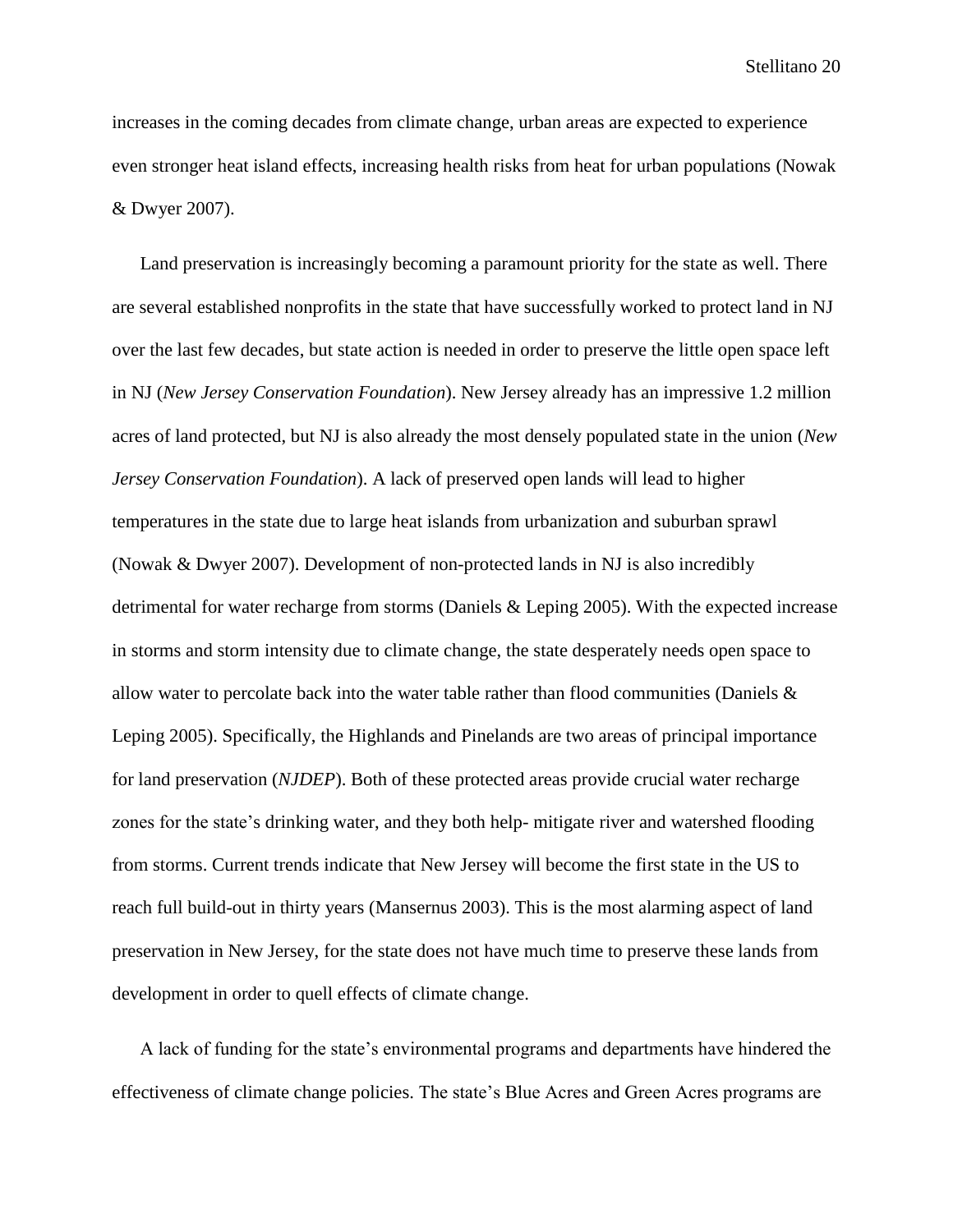increases in the coming decades from climate change, urban areas are expected to experience even stronger heat island effects, increasing health risks from heat for urban populations (Nowak & Dwyer 2007).

Land preservation is increasingly becoming a paramount priority for the state as well. There are several established nonprofits in the state that have successfully worked to protect land in NJ over the last few decades, but state action is needed in order to preserve the little open space left in NJ (*New Jersey Conservation Foundation*). New Jersey already has an impressive 1.2 million acres of land protected, but NJ is also already the most densely populated state in the union (*New Jersey Conservation Foundation*). A lack of preserved open lands will lead to higher temperatures in the state due to large heat islands from urbanization and suburban sprawl (Nowak & Dwyer 2007). Development of non-protected lands in NJ is also incredibly detrimental for water recharge from storms (Daniels & Leping 2005). With the expected increase in storms and storm intensity due to climate change, the state desperately needs open space to allow water to percolate back into the water table rather than flood communities (Daniels & Leping 2005). Specifically, the Highlands and Pinelands are two areas of principal importance for land preservation (*NJDEP*). Both of these protected areas provide crucial water recharge zones for the state's drinking water, and they both help- mitigate river and watershed flooding from storms. Current trends indicate that New Jersey will become the first state in the US to reach full build-out in thirty years (Mansernus 2003). This is the most alarming aspect of land preservation in New Jersey, for the state does not have much time to preserve these lands from development in order to quell effects of climate change.

A lack of funding for the state's environmental programs and departments have hindered the effectiveness of climate change policies. The state's Blue Acres and Green Acres programs are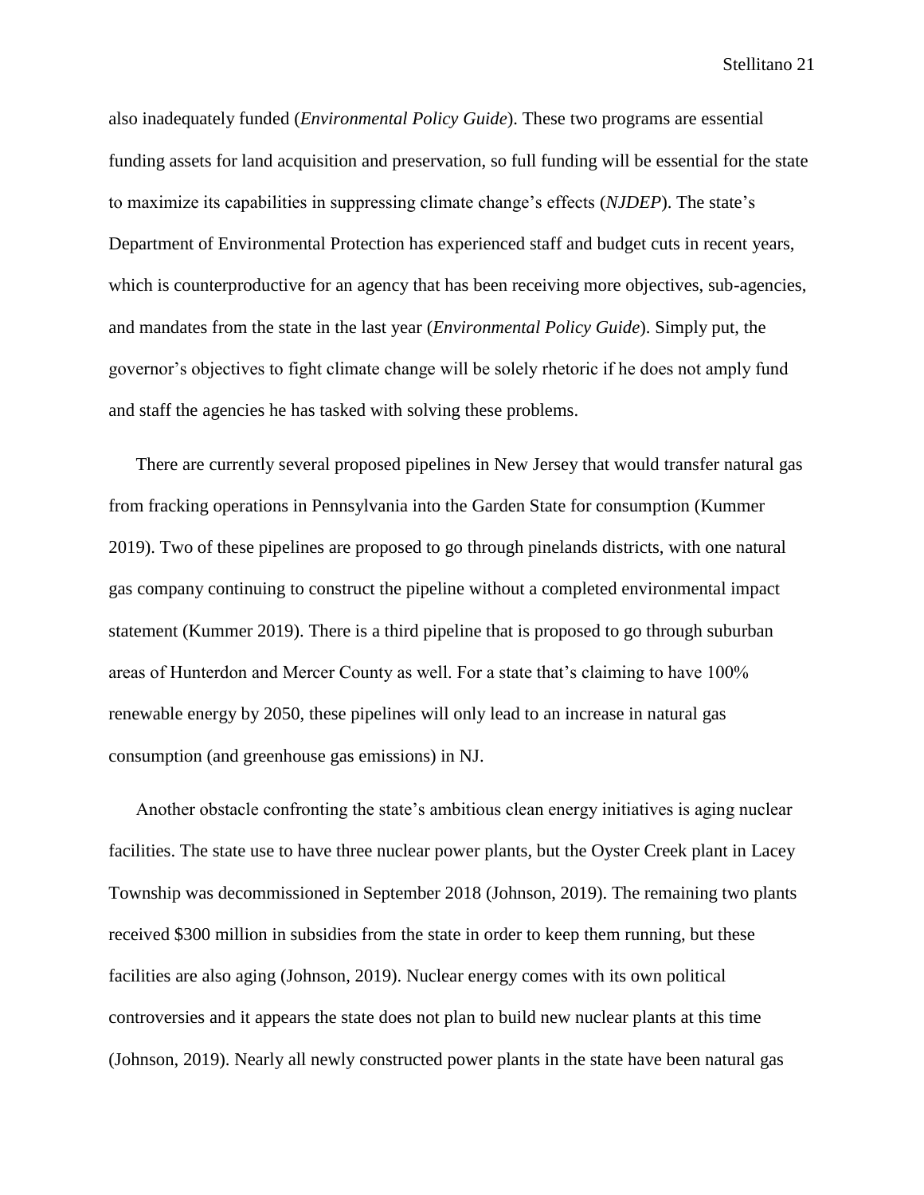also inadequately funded (*Environmental Policy Guide*). These two programs are essential funding assets for land acquisition and preservation, so full funding will be essential for the state to maximize its capabilities in suppressing climate change's effects (*NJDEP*). The state's Department of Environmental Protection has experienced staff and budget cuts in recent years, which is counterproductive for an agency that has been receiving more objectives, sub-agencies, and mandates from the state in the last year (*Environmental Policy Guide*). Simply put, the governor's objectives to fight climate change will be solely rhetoric if he does not amply fund and staff the agencies he has tasked with solving these problems.

There are currently several proposed pipelines in New Jersey that would transfer natural gas from fracking operations in Pennsylvania into the Garden State for consumption (Kummer 2019). Two of these pipelines are proposed to go through pinelands districts, with one natural gas company continuing to construct the pipeline without a completed environmental impact statement (Kummer 2019). There is a third pipeline that is proposed to go through suburban areas of Hunterdon and Mercer County as well. For a state that's claiming to have 100% renewable energy by 2050, these pipelines will only lead to an increase in natural gas consumption (and greenhouse gas emissions) in NJ.

Another obstacle confronting the state's ambitious clean energy initiatives is aging nuclear facilities. The state use to have three nuclear power plants, but the Oyster Creek plant in Lacey Township was decommissioned in September 2018 (Johnson, 2019). The remaining two plants received $300 million in subsidies from the state in order to keep them running, but these facilities are also aging (Johnson, 2019). Nuclear energy comes with its own political controversies and it appears the state does not plan to build new nuclear plants at this time (Johnson, 2019). Nearly all newly constructed power plants in the state have been natural gas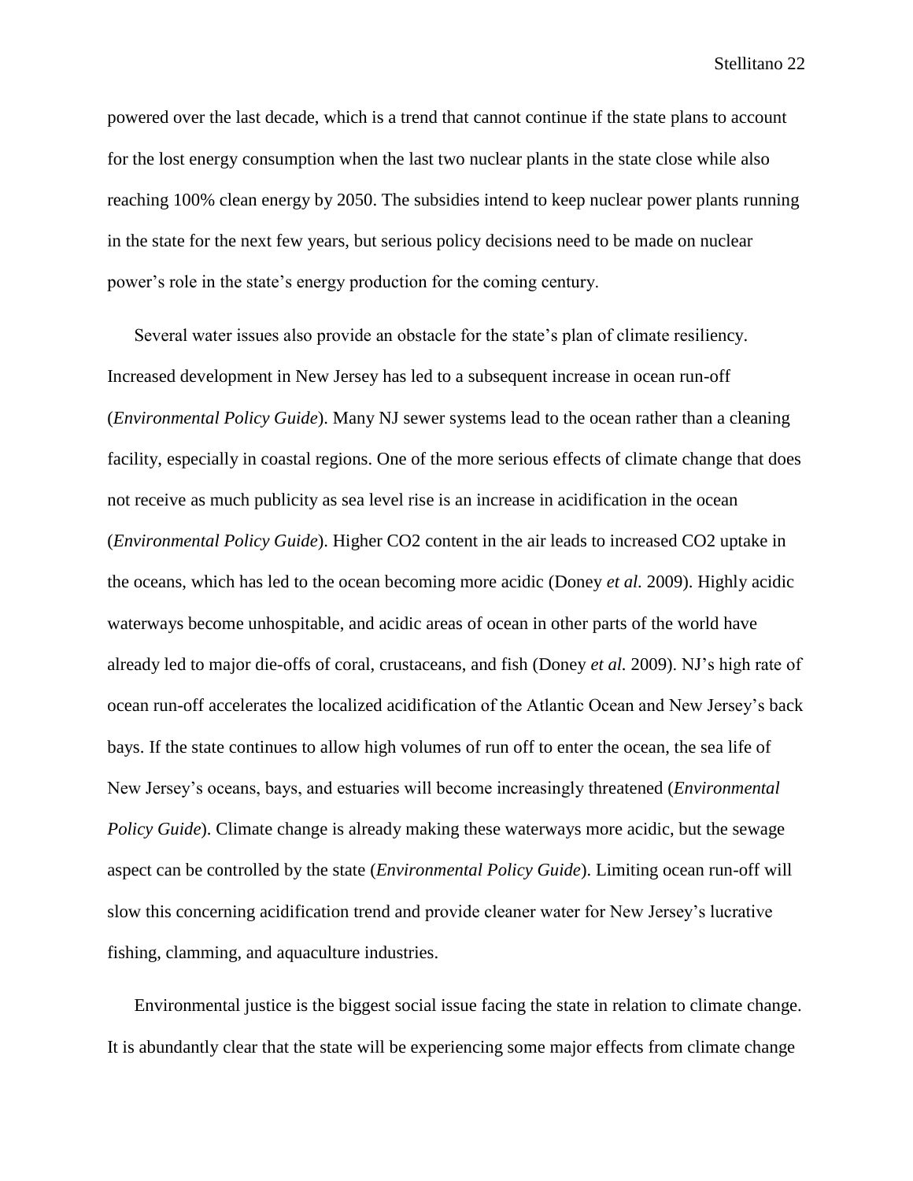powered over the last decade, which is a trend that cannot continue if the state plans to account for the lost energy consumption when the last two nuclear plants in the state close while also reaching 100% clean energy by 2050. The subsidies intend to keep nuclear power plants running in the state for the next few years, but serious policy decisions need to be made on nuclear power's role in the state's energy production for the coming century.

Several water issues also provide an obstacle for the state's plan of climate resiliency. Increased development in New Jersey has led to a subsequent increase in ocean run-off (*Environmental Policy Guide*). Many NJ sewer systems lead to the ocean rather than a cleaning facility, especially in coastal regions. One of the more serious effects of climate change that does not receive as much publicity as sea level rise is an increase in acidification in the ocean (*Environmental Policy Guide*). Higher $CO_2$ content in the air leads to increased $CO_2$ uptake in the oceans, which has led to the ocean becoming more acidic (Doney *et al.* 2009). Highly acidic waterways become unhospitable, and acidic areas of ocean in other parts of the world have already led to major die-offs of coral, crustaceans, and fish (Doney *et al.* 2009). NJ's high rate of ocean run-off accelerates the localized acidification of the Atlantic Ocean and New Jersey's back bays. If the state continues to allow high volumes of run off to enter the ocean, the sea life of New Jersey's oceans, bays, and estuaries will become increasingly threatened (*Environmental Policy Guide*). Climate change is already making these waterways more acidic, but the sewage aspect can be controlled by the state (*Environmental Policy Guide*). Limiting ocean run-off will slow this concerning acidification trend and provide cleaner water for New Jersey's lucrative fishing, clamming, and aquaculture industries.

Environmental justice is the biggest social issue facing the state in relation to climate change. It is abundantly clear that the state will be experiencing some major effects from climate change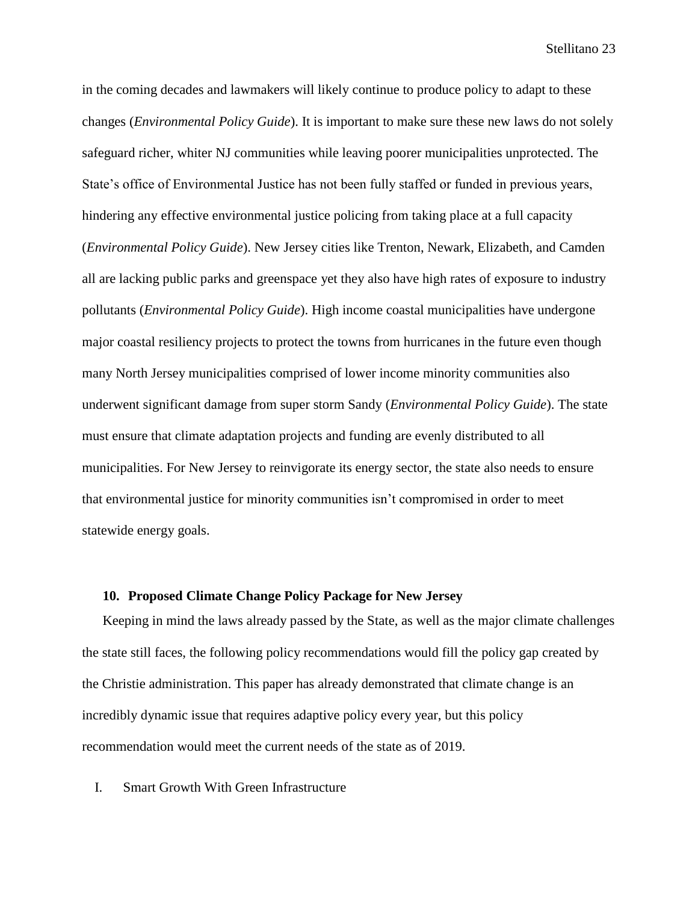in the coming decades and lawmakers will likely continue to produce policy to adapt to these changes (*Environmental Policy Guide*). It is important to make sure these new laws do not solely safeguard richer, whiter NJ communities while leaving poorer municipalities unprotected. The State's office of Environmental Justice has not been fully staffed or funded in previous years, hindering any effective environmental justice policing from taking place at a full capacity (*Environmental Policy Guide*). New Jersey cities like Trenton, Newark, Elizabeth, and Camden all are lacking public parks and greenspace yet they also have high rates of exposure to industry pollutants (*Environmental Policy Guide*). High income coastal municipalities have undergone major coastal resiliency projects to protect the towns from hurricanes in the future even though many North Jersey municipalities comprised of lower income minority communities also underwent significant damage from super storm Sandy (*Environmental Policy Guide*). The state must ensure that climate adaptation projects and funding are evenly distributed to all municipalities. For New Jersey to reinvigorate its energy sector, the state also needs to ensure that environmental justice for minority communities isn't compromised in order to meet statewide energy goals.

### 10. Proposed Climate Change Policy Package for New Jersey

Keeping in mind the laws already passed by the State, as well as the major climate challenges the state still faces, the following policy recommendations would fill the policy gap created by the Christie administration. This paper has already demonstrated that climate change is an incredibly dynamic issue that requires adaptive policy every year, but this policy recommendation would meet the current needs of the state as of 2019.

I. Smart Growth With Green Infrastructure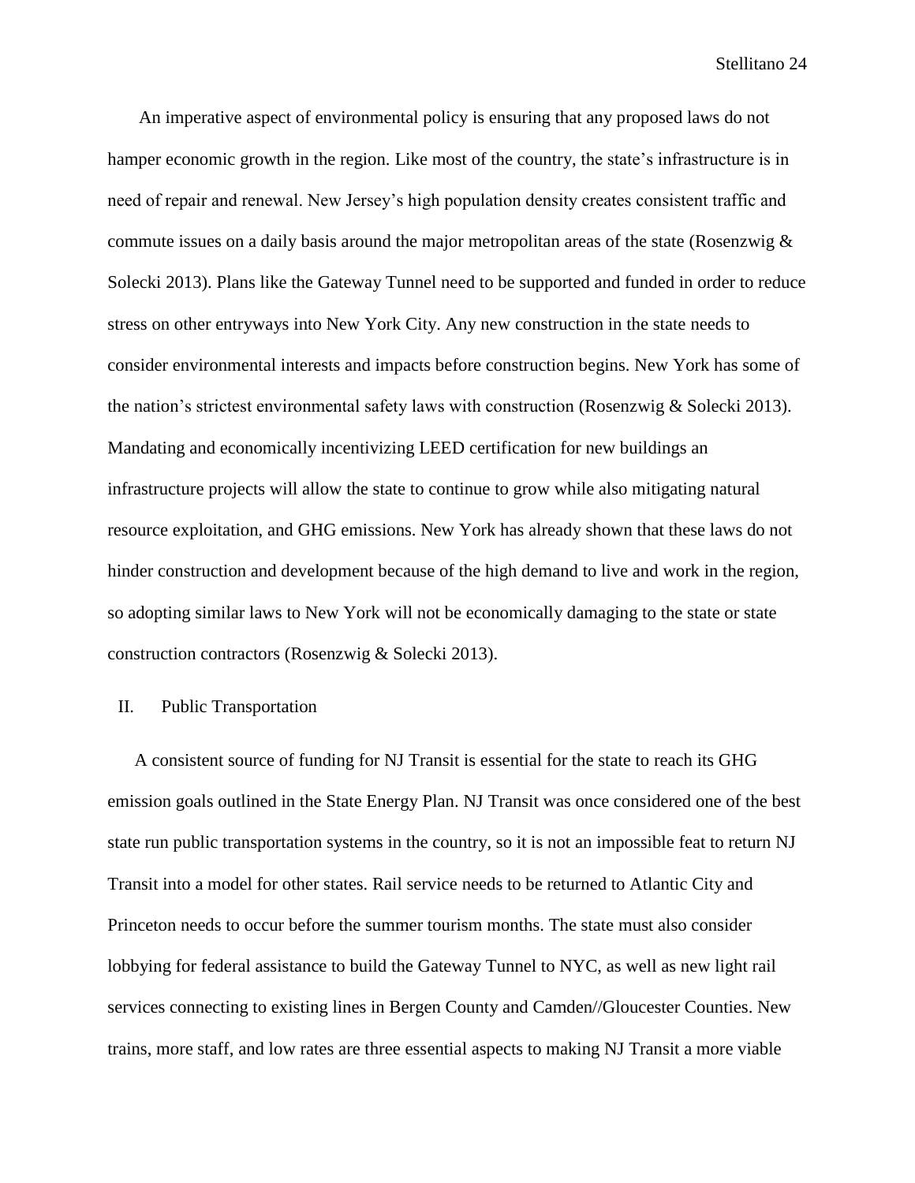An imperative aspect of environmental policy is ensuring that any proposed laws do not hamper economic growth in the region. Like most of the country, the state's infrastructure is in need of repair and renewal. New Jersey's high population density creates consistent traffic and commute issues on a daily basis around the major metropolitan areas of the state (Rosenzwig & Solecki 2013). Plans like the Gateway Tunnel need to be supported and funded in order to reduce stress on other entryways into New York City. Any new construction in the state needs to consider environmental interests and impacts before construction begins. New York has some of the nation's strictest environmental safety laws with construction (Rosenzwig & Solecki 2013). Mandating and economically incentivizing LEED certification for new buildings an infrastructure projects will allow the state to continue to grow while also mitigating natural resource exploitation, and GHG emissions. New York has already shown that these laws do not hinder construction and development because of the high demand to live and work in the region, so adopting similar laws to New York will not be economically damaging to the state or state construction contractors (Rosenzwig & Solecki 2013).

II. Public Transportation

A consistent source of funding for NJ Transit is essential for the state to reach its GHG emission goals outlined in the State Energy Plan. NJ Transit was once considered one of the best state run public transportation systems in the country, so it is not an impossible feat to return NJ Transit into a model for other states. Rail service needs to be returned to Atlantic City and Princeton needs to occur before the summer tourism months. The state must also consider lobbying for federal assistance to build the Gateway Tunnel to NYC, as well as new light rail services connecting to existing lines in Bergen County and Camden//Gloucester Counties. New trains, more staff, and low rates are three essential aspects to making NJ Transit a more viable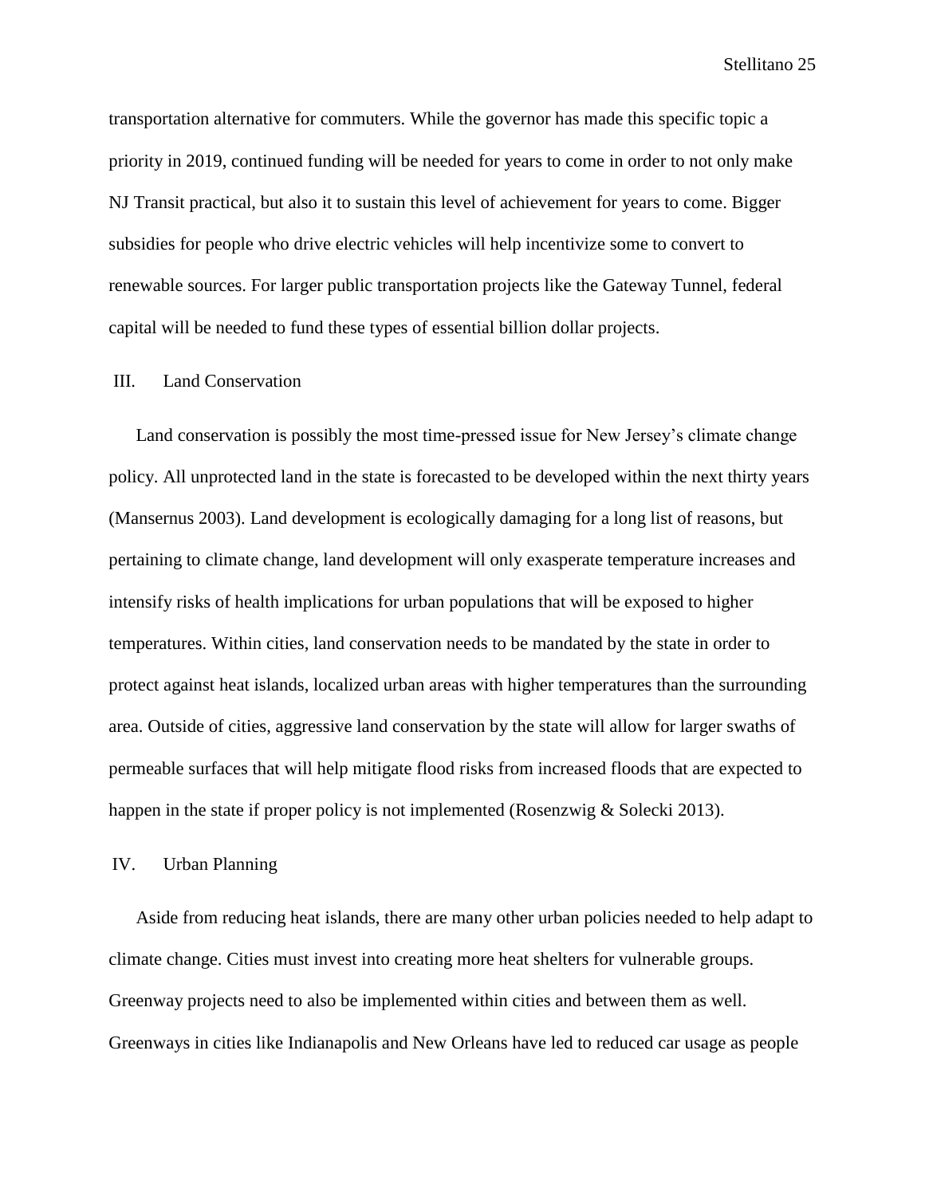transportation alternative for commuters. While the governor has made this specific topic a priority in 2019, continued funding will be needed for years to come in order to not only make NJ Transit practical, but also it to sustain this level of achievement for years to come. Bigger subsidies for people who drive electric vehicles will help incentivize some to convert to renewable sources. For larger public transportation projects like the Gateway Tunnel, federal capital will be needed to fund these types of essential billion dollar projects.

### III. Land Conservation

Land conservation is possibly the most time-pressed issue for New Jersey's climate change policy. All unprotected land in the state is forecasted to be developed within the next thirty years (Mansernus 2003). Land development is ecologically damaging for a long list of reasons, but pertaining to climate change, land development will only exasperate temperature increases and intensify risks of health implications for urban populations that will be exposed to higher temperatures. Within cities, land conservation needs to be mandated by the state in order to protect against heat islands, localized urban areas with higher temperatures than the surrounding area. Outside of cities, aggressive land conservation by the state will allow for larger swaths of permeable surfaces that will help mitigate flood risks from increased floods that are expected to happen in the state if proper policy is not implemented (Rosenzwig & Solecki 2013).

### IV. Urban Planning

Aside from reducing heat islands, there are many other urban policies needed to help adapt to climate change. Cities must invest into creating more heat shelters for vulnerable groups. Greenway projects need to also be implemented within cities and between them as well. Greenways in cities like Indianapolis and New Orleans have led to reduced car usage as people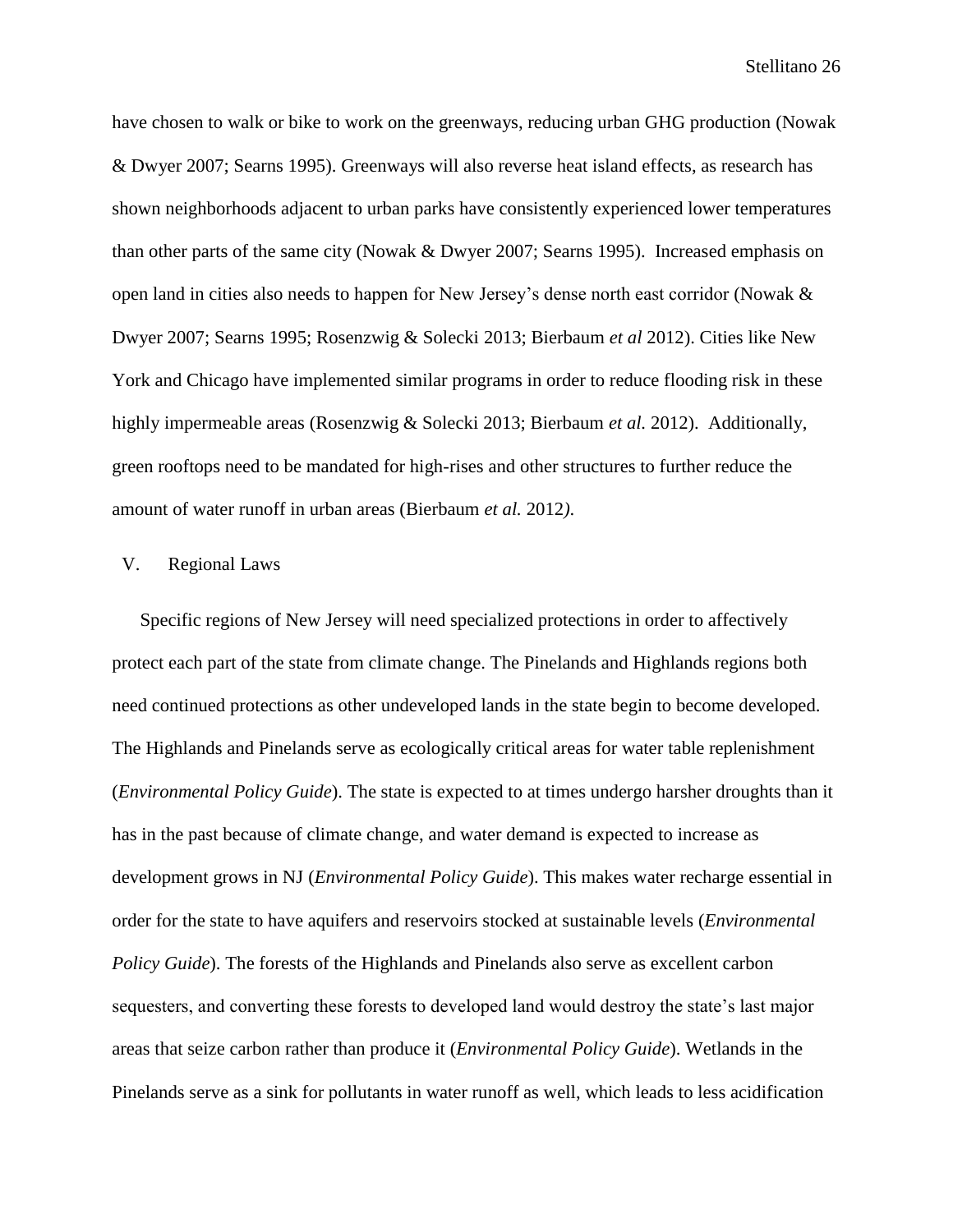have chosen to walk or bike to work on the greenways, reducing urban GHG production (Nowak & Dwyer 2007; Searns 1995). Greenways will also reverse heat island effects, as research has shown neighborhoods adjacent to urban parks have consistently experienced lower temperatures than other parts of the same city (Nowak & Dwyer 2007; Searns 1995). Increased emphasis on open land in cities also needs to happen for New Jersey's dense north east corridor (Nowak & Dwyer 2007; Searns 1995; Rosenzwig & Solecki 2013; Bierbaum *et al* 2012). Cities like New York and Chicago have implemented similar programs in order to reduce flooding risk in these highly impermeable areas (Rosenzwig & Solecki 2013; Bierbaum *et al.* 2012). Additionally, green rooftops need to be mandated for high-rises and other structures to further reduce the amount of water runoff in urban areas (Bierbaum *et al.* 2012*)*.

## V. Regional Laws

Specific regions of New Jersey will need specialized protections in order to affectively protect each part of the state from climate change. The Pinelands and Highlands regions both need continued protections as other undeveloped lands in the state begin to become developed. The Highlands and Pinelands serve as ecologically critical areas for water table replenishment (*Environmental Policy Guide*). The state is expected to at times undergo harsher droughts than it has in the past because of climate change, and water demand is expected to increase as development grows in NJ (*Environmental Policy Guide*). This makes water recharge essential in order for the state to have aquifers and reservoirs stocked at sustainable levels (*Environmental Policy Guide*). The forests of the Highlands and Pinelands also serve as excellent carbon sequesters, and converting these forests to developed land would destroy the state's last major areas that seize carbon rather than produce it (*Environmental Policy Guide*). Wetlands in the Pinelands serve as a sink for pollutants in water runoff as well, which leads to less acidification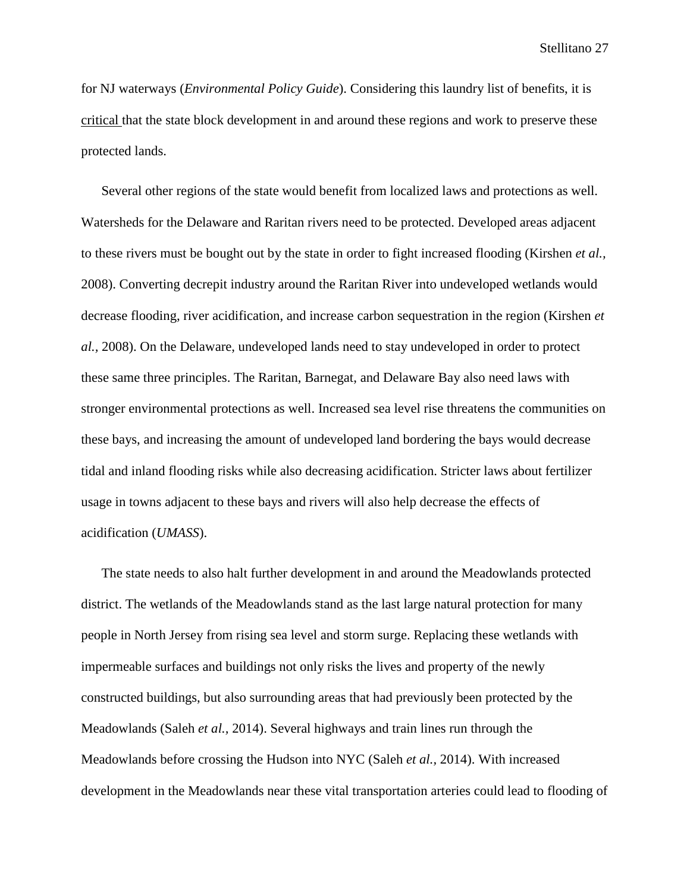for NJ waterways (*Environmental Policy Guide*). Considering this laundry list of benefits, it is critical that the state block development in and around these regions and work to preserve these protected lands.

Several other regions of the state would benefit from localized laws and protections as well. Watersheds for the Delaware and Raritan rivers need to be protected. Developed areas adjacent to these rivers must be bought out by the state in order to fight increased flooding (Kirshen *et al.,* 2008). Converting decrepit industry around the Raritan River into undeveloped wetlands would decrease flooding, river acidification, and increase carbon sequestration in the region (Kirshen *et al.*, 2008). On the Delaware, undeveloped lands need to stay undeveloped in order to protect these same three principles. The Raritan, Barnegat, and Delaware Bay also need laws with stronger environmental protections as well. Increased sea level rise threatens the communities on these bays, and increasing the amount of undeveloped land bordering the bays would decrease tidal and inland flooding risks while also decreasing acidification. Stricter laws about fertilizer usage in towns adjacent to these bays and rivers will also help decrease the effects of acidification (*UMASS*).

The state needs to also halt further development in and around the Meadowlands protected district. The wetlands of the Meadowlands stand as the last large natural protection for many people in North Jersey from rising sea level and storm surge. Replacing these wetlands with impermeable surfaces and buildings not only risks the lives and property of the newly constructed buildings, but also surrounding areas that had previously been protected by the Meadowlands (Saleh *et al.,* 2014). Several highways and train lines run through the Meadowlands before crossing the Hudson into NYC (Saleh *et al.,* 2014). With increased development in the Meadowlands near these vital transportation arteries could lead to flooding of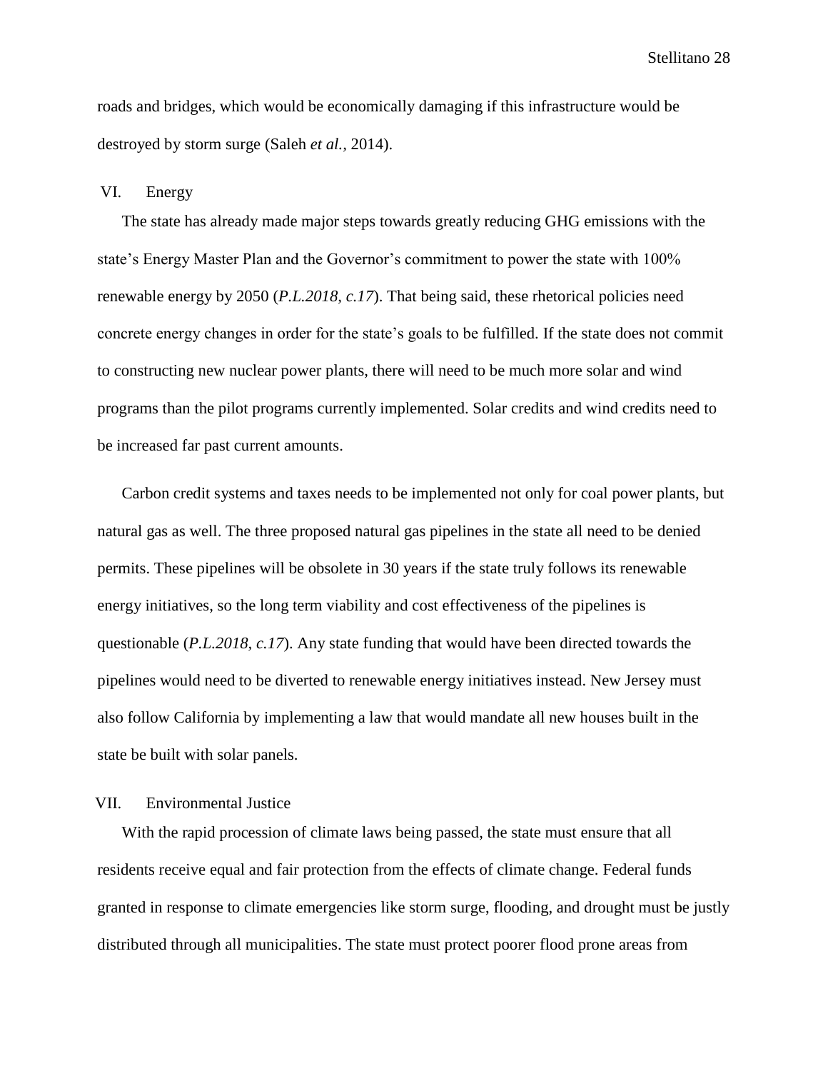roads and bridges, which would be economically damaging if this infrastructure would be destroyed by storm surge (Saleh *et al.,* 2014).

## VI. Energy

The state has already made major steps towards greatly reducing GHG emissions with the state's Energy Master Plan and the Governor's commitment to power the state with 100% renewable energy by 2050 (*P.L.2018, c.17*). That being said, these rhetorical policies need concrete energy changes in order for the state's goals to be fulfilled. If the state does not commit to constructing new nuclear power plants, there will need to be much more solar and wind programs than the pilot programs currently implemented. Solar credits and wind credits need to be increased far past current amounts.

Carbon credit systems and taxes needs to be implemented not only for coal power plants, but natural gas as well. The three proposed natural gas pipelines in the state all need to be denied permits. These pipelines will be obsolete in 30 years if the state truly follows its renewable energy initiatives, so the long term viability and cost effectiveness of the pipelines is questionable (*P.L.2018, c.17*). Any state funding that would have been directed towards the pipelines would need to be diverted to renewable energy initiatives instead. New Jersey must also follow California by implementing a law that would mandate all new houses built in the state be built with solar panels.

## VII. Environmental Justice

With the rapid procession of climate laws being passed, the state must ensure that all residents receive equal and fair protection from the effects of climate change. Federal funds granted in response to climate emergencies like storm surge, flooding, and drought must be justly distributed through all municipalities. The state must protect poorer flood prone areas from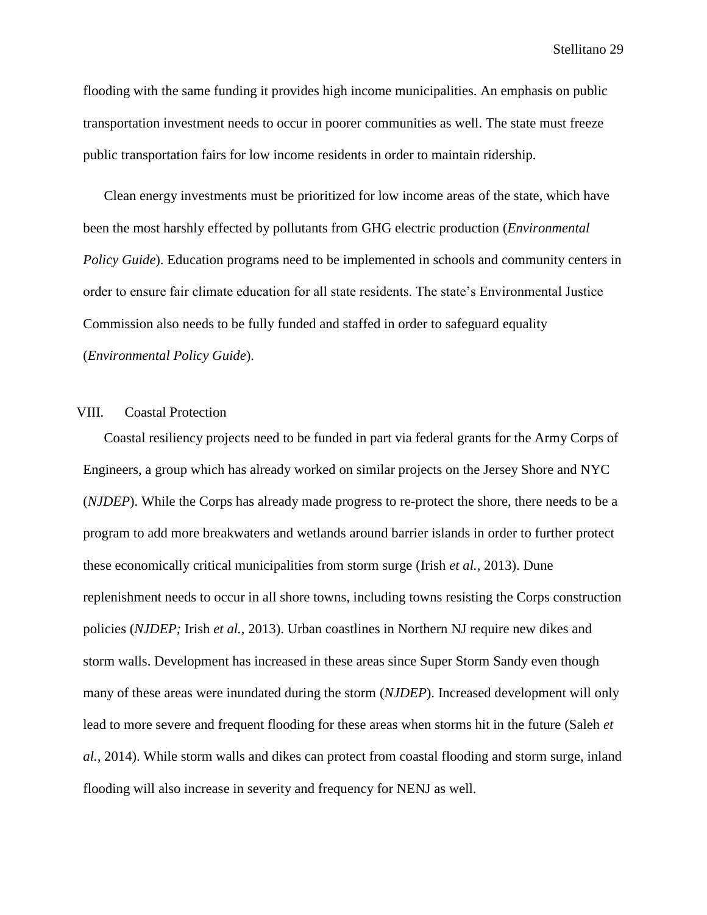flooding with the same funding it provides high income municipalities. An emphasis on public transportation investment needs to occur in poorer communities as well. The state must freeze public transportation fairs for low income residents in order to maintain ridership.

Clean energy investments must be prioritized for low income areas of the state, which have been the most harshly effected by pollutants from GHG electric production (*Environmental Policy Guide*). Education programs need to be implemented in schools and community centers in order to ensure fair climate education for all state residents. The state's Environmental Justice Commission also needs to be fully funded and staffed in order to safeguard equality (*Environmental Policy Guide*).

## VIII. Coastal Protection

Coastal resiliency projects need to be funded in part via federal grants for the Army Corps of Engineers, a group which has already worked on similar projects on the Jersey Shore and NYC (*NJDEP*). While the Corps has already made progress to re-protect the shore, there needs to be a program to add more breakwaters and wetlands around barrier islands in order to further protect these economically critical municipalities from storm surge (Irish *et al.*, 2013). Dune replenishment needs to occur in all shore towns, including towns resisting the Corps construction policies (*NJDEP;* Irish *et al.*, 2013). Urban coastlines in Northern NJ require new dikes and storm walls. Development has increased in these areas since Super Storm Sandy even though many of these areas were inundated during the storm (*NJDEP*). Increased development will only lead to more severe and frequent flooding for these areas when storms hit in the future (Saleh *et al.*, 2014). While storm walls and dikes can protect from coastal flooding and storm surge, inland flooding will also increase in severity and frequency for NENJ as well.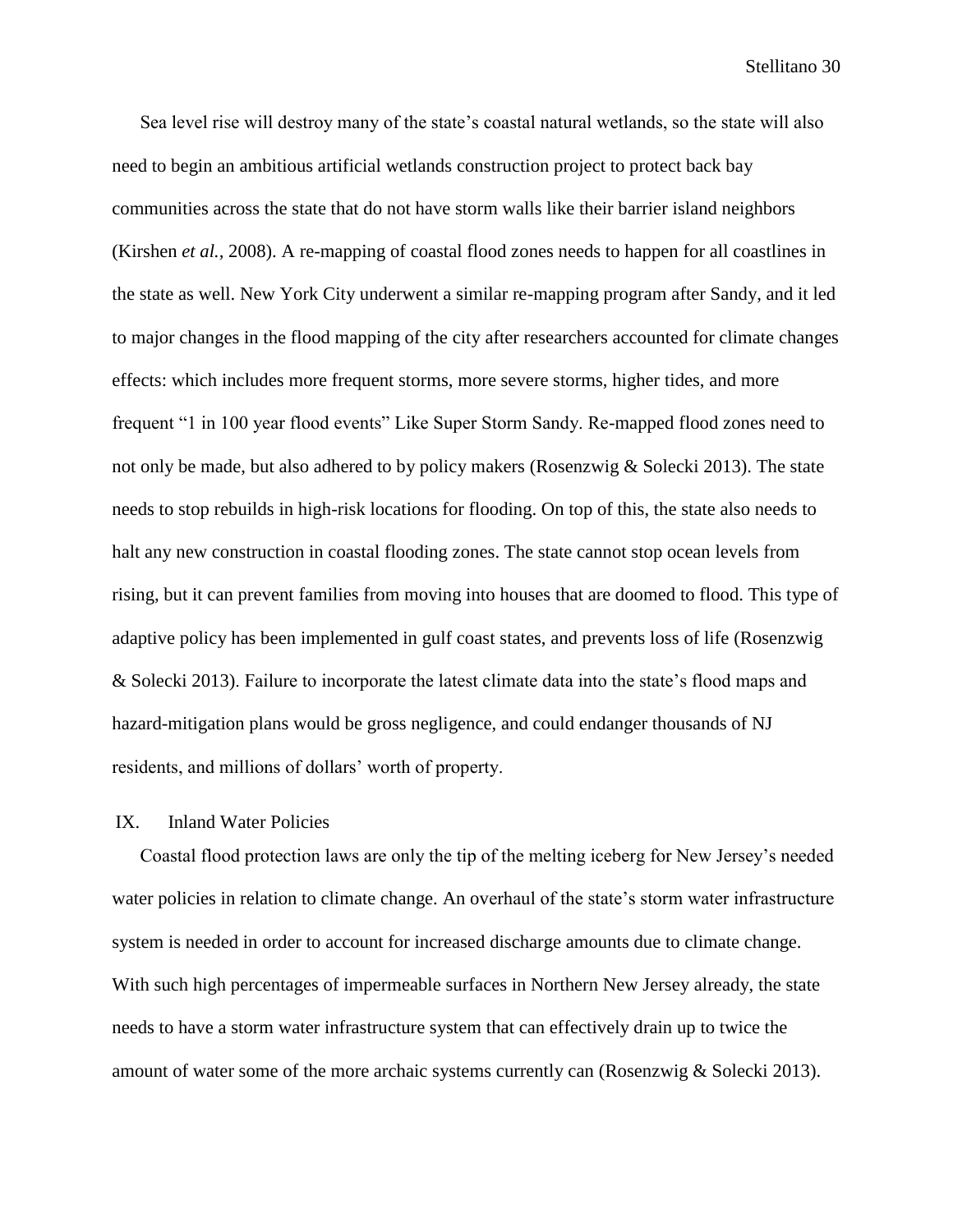Sea level rise will destroy many of the state's coastal natural wetlands, so the state will also need to begin an ambitious artificial wetlands construction project to protect back bay communities across the state that do not have storm walls like their barrier island neighbors (Kirshen *et al.,* 2008). A re-mapping of coastal flood zones needs to happen for all coastlines in the state as well. New York City underwent a similar re-mapping program after Sandy, and it led to major changes in the flood mapping of the city after researchers accounted for climate changes effects: which includes more frequent storms, more severe storms, higher tides, and more frequent "1 in 100 year flood events" Like Super Storm Sandy. Re-mapped flood zones need to not only be made, but also adhered to by policy makers (Rosenzwig & Solecki 2013). The state needs to stop rebuilds in high-risk locations for flooding. On top of this, the state also needs to halt any new construction in coastal flooding zones. The state cannot stop ocean levels from rising, but it can prevent families from moving into houses that are doomed to flood. This type of adaptive policy has been implemented in gulf coast states, and prevents loss of life (Rosenzwig & Solecki 2013). Failure to incorporate the latest climate data into the state's flood maps and hazard-mitigation plans would be gross negligence, and could endanger thousands of NJ residents, and millions of dollars' worth of property.

## IX. Inland Water Policies

Coastal flood protection laws are only the tip of the melting iceberg for New Jersey's needed water policies in relation to climate change. An overhaul of the state's storm water infrastructure system is needed in order to account for increased discharge amounts due to climate change. With such high percentages of impermeable surfaces in Northern New Jersey already, the state needs to have a storm water infrastructure system that can effectively drain up to twice the amount of water some of the more archaic systems currently can (Rosenzwig & Solecki 2013).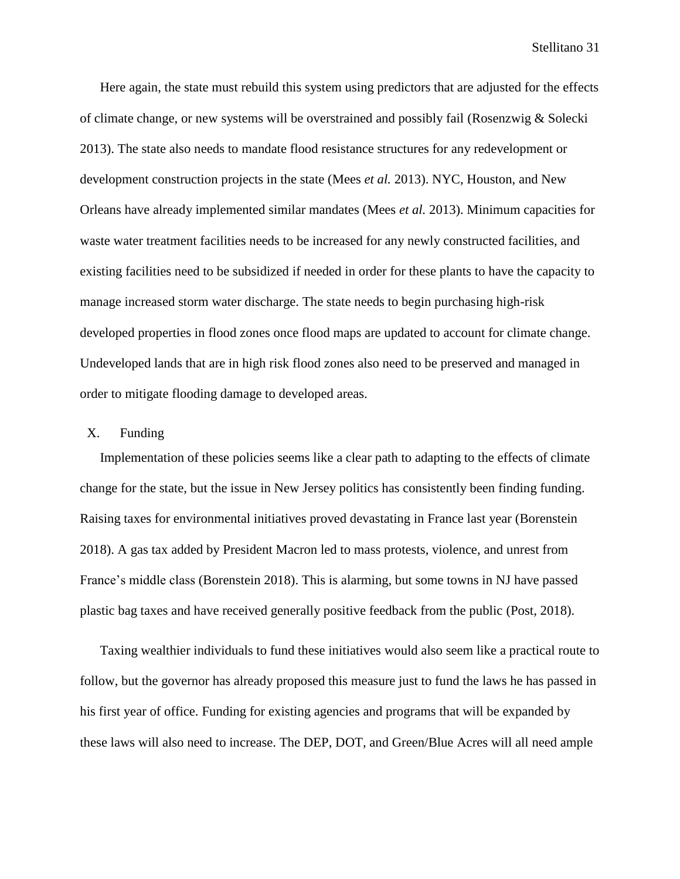Here again, the state must rebuild this system using predictors that are adjusted for the effects of climate change, or new systems will be overstrained and possibly fail (Rosenzwig & Solecki 2013). The state also needs to mandate flood resistance structures for any redevelopment or development construction projects in the state (Mees *et al.* 2013). NYC, Houston, and New Orleans have already implemented similar mandates (Mees *et al.* 2013). Minimum capacities for waste water treatment facilities needs to be increased for any newly constructed facilities, and existing facilities need to be subsidized if needed in order for these plants to have the capacity to manage increased storm water discharge. The state needs to begin purchasing high-risk developed properties in flood zones once flood maps are updated to account for climate change. Undeveloped lands that are in high risk flood zones also need to be preserved and managed in order to mitigate flooding damage to developed areas.

## X. Funding

Implementation of these policies seems like a clear path to adapting to the effects of climate change for the state, but the issue in New Jersey politics has consistently been finding funding. Raising taxes for environmental initiatives proved devastating in France last year (Borenstein 2018). A gas tax added by President Macron led to mass protests, violence, and unrest from France's middle class (Borenstein 2018). This is alarming, but some towns in NJ have passed plastic bag taxes and have received generally positive feedback from the public (Post, 2018).

Taxing wealthier individuals to fund these initiatives would also seem like a practical route to follow, but the governor has already proposed this measure just to fund the laws he has passed in his first year of office. Funding for existing agencies and programs that will be expanded by these laws will also need to increase. The DEP, DOT, and Green/Blue Acres will all need ample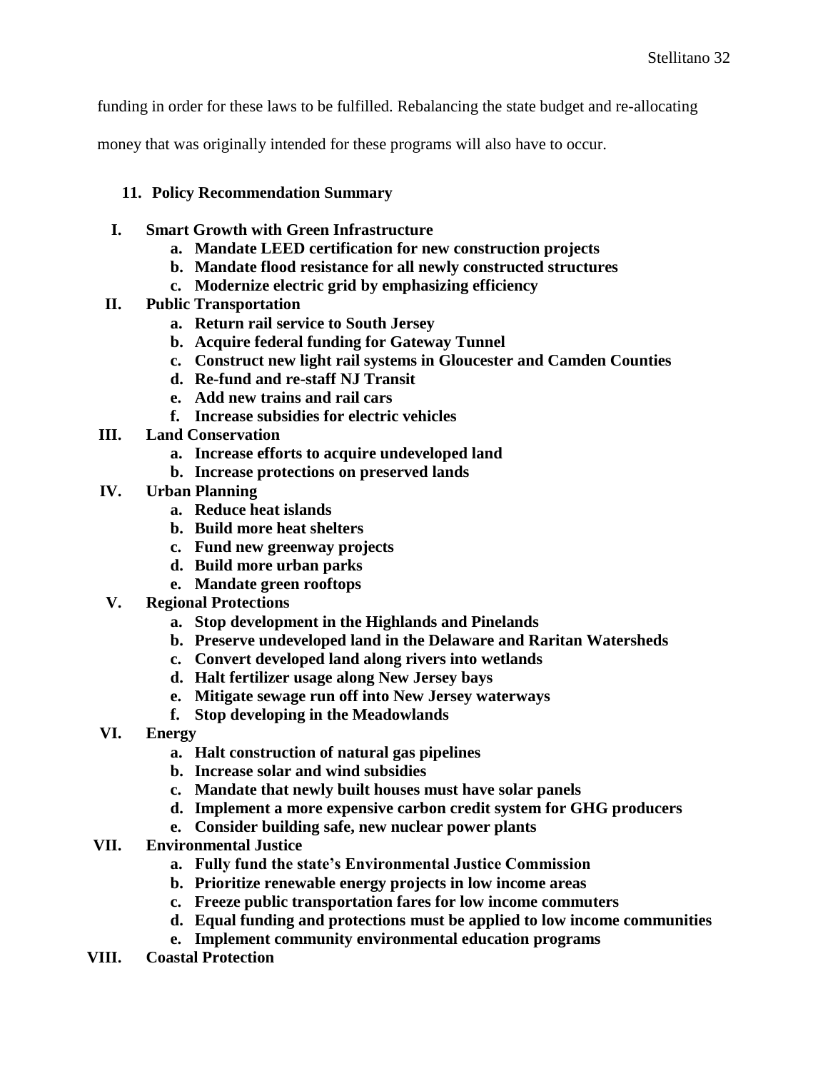funding in order for these laws to be fulfilled. Rebalancing the state budget and re-allocating money that was originally intended for these programs will also have to occur.

## 11. Policy Recommendation Summary

**I. Smart Growth with Green Infrastructure**

- **a. Mandate LEED certification for new construction projects**
- **b. Mandate flood resistance for all newly constructed structures**
- **c. Modernize electric grid by emphasizing efficiency**

**II. Public Transportation**

- **a. Return rail service to South Jersey**
- **b. Acquire federal funding for Gateway Tunnel**
- **c. Construct new light rail systems in Gloucester and Camden Counties**
- **d. Re-fund and re-staff NJ Transit**
- **e. Add new trains and rail cars**
- **f. Increase subsidies for electric vehicles**

**III. Land Conservation**

- **a. Increase efforts to acquire undeveloped land**
- **b. Increase protections on preserved lands**

**IV. Urban Planning**

- **a. Reduce heat islands**
- **b. Build more heat shelters**
- **c. Fund new greenway projects**
- **d. Build more urban parks**
- **e. Mandate green rooftops**

**V. Regional Protections**

- **a. Stop development in the Highlands and Pinelands**
- **b. Preserve undeveloped land in the Delaware and Raritan Watersheds**
- **c. Convert developed land along rivers into wetlands**
- **d. Halt fertilizer usage along New Jersey bays**
- **e. Mitigate sewage run off into New Jersey waterways**
- **f. Stop developing in the Meadowlands**

**VI. Energy**

- **a. Halt construction of natural gas pipelines**
- **b. Increase solar and wind subsidies**
- **c. Mandate that newly built houses must have solar panels**
- **d. Implement a more expensive carbon credit system for GHG producers**
- **e. Consider building safe, new nuclear power plants**

**VII. Environmental Justice**

- **a. Fully fund the state's Environmental Justice Commission**
- **b. Prioritize renewable energy projects in low income areas**
- **c. Freeze public transportation fares for low income commuters**
- **d. Equal funding and protections must be applied to low income communities**
- **e. Implement community environmental education programs**

**VIII. Coastal Protection**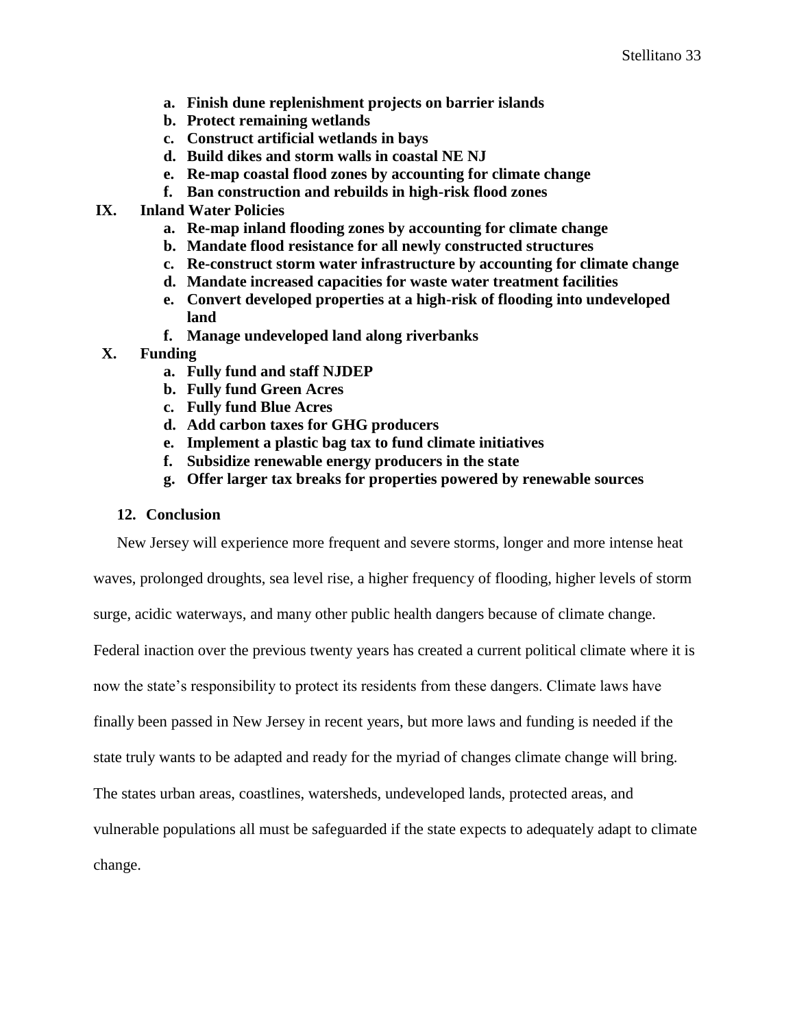- a. **Finish dune replenishment projects on barrier islands**
- b. **Protect remaining wetlands**
- c. **Construct artificial wetlands in bays**
- d. **Build dikes and storm walls in coastal NE NJ**
- e. **Re-map coastal flood zones by accounting for climate change**
- f. **Ban construction and rebuilds in high-risk flood zones**

**IX. Inland Water Policies**

- a. **Re-map inland flooding zones by accounting for climate change**
- b. **Mandate flood resistance for all newly constructed structures**
- c. **Re-construct storm water infrastructure by accounting for climate change**
- d. **Mandate increased capacities for waste water treatment facilities**
- e. **Convert developed properties at a high-risk of flooding into undeveloped land**
- f. **Manage undeveloped land along riverbanks**

**X. Funding**

- a. **Fully fund and staff NJDEP**
- b. **Fully fund Green Acres**
- c. **Fully fund Blue Acres**
- d. **Add carbon taxes for GHG producers**
- e. **Implement a plastic bag tax to fund climate initiatives**
- f. **Subsidize renewable energy producers in the state**
- g. **Offer larger tax breaks for properties powered by renewable sources**

## 12. Conclusion

New Jersey will experience more frequent and severe storms, longer and more intense heat waves, prolonged droughts, sea level rise, a higher frequency of flooding, higher levels of storm surge, acidic waterways, and many other public health dangers because of climate change. Federal inaction over the previous twenty years has created a current political climate where it is now the state's responsibility to protect its residents from these dangers. Climate laws have finally been passed in New Jersey in recent years, but more laws and funding is needed if the state truly wants to be adapted and ready for the myriad of changes climate change will bring. The states urban areas, coastlines, watersheds, undeveloped lands, protected areas, and vulnerable populations all must be safeguarded if the state expects to adequately adapt to climate change.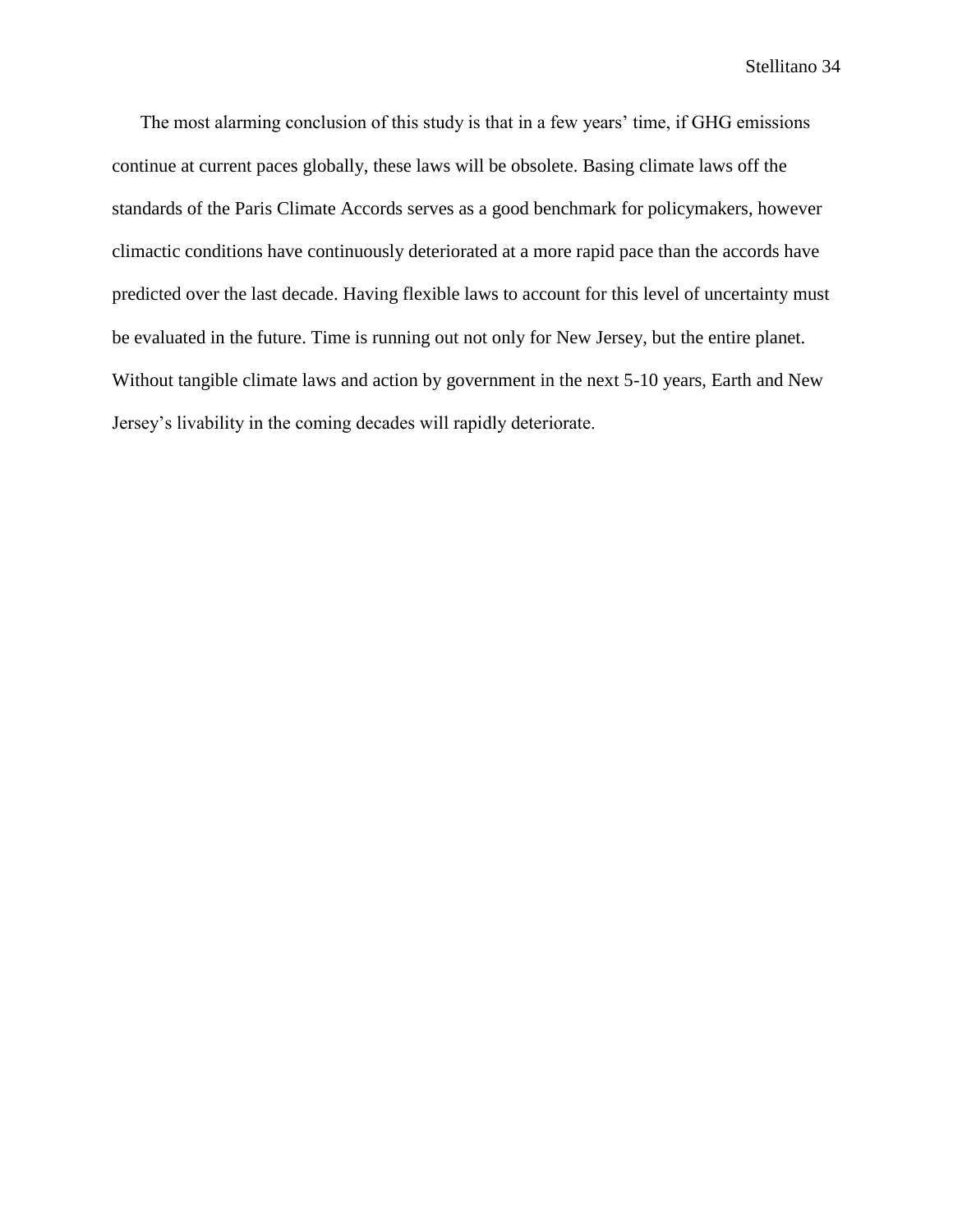The most alarming conclusion of this study is that in a few years' time, if GHG emissions continue at current paces globally, these laws will be obsolete. Basing climate laws off the standards of the Paris Climate Accords serves as a good benchmark for policymakers, however climactic conditions have continuously deteriorated at a more rapid pace than the accords have predicted over the last decade. Having flexible laws to account for this level of uncertainty must be evaluated in the future. Time is running out not only for New Jersey, but the entire planet. Without tangible climate laws and action by government in the next 5-10 years, Earth and New Jersey's livability in the coming decades will rapidly deteriorate.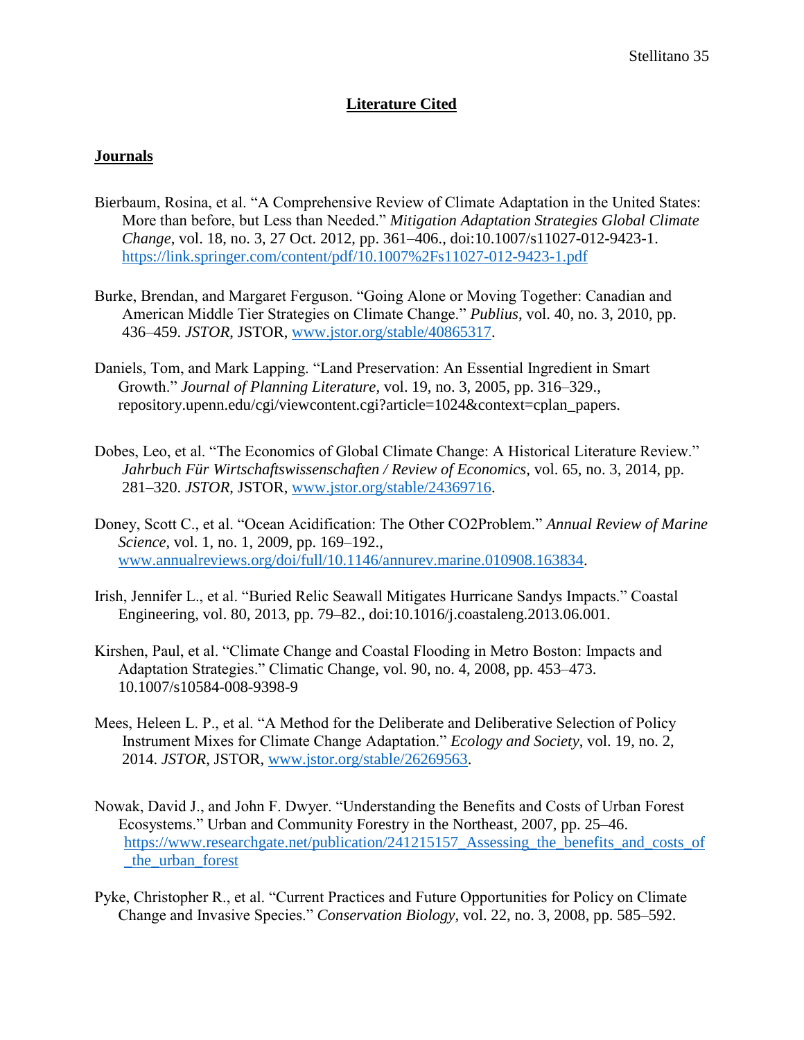# Literature Cited

## Journals

Bierbaum, Rosina, et al. "A Comprehensive Review of Climate Adaptation in the United States: More than before, but Less than Needed." *Mitigation Adaptation Strategies Global Climate Change*, vol. 18, no. 3, 27 Oct. 2012, pp. 361–406., doi:10.1007/s11027-012-9423-1. https://link.springer.com/content/pdf/10.1007%2Fs11027-012-9423-1.pdf

Burke, Brendan, and Margaret Ferguson. "Going Alone or Moving Together: Canadian and American Middle Tier Strategies on Climate Change." *Publius*, vol. 40, no. 3, 2010, pp. 436–459. *JSTOR*, JSTOR, www.jstor.org/stable/40865317.

Daniels, Tom, and Mark Lapping. "Land Preservation: An Essential Ingredient in Smart Growth." *Journal of Planning Literature*, vol. 19, no. 3, 2005, pp. 316–329., repository.upenn.edu/cgi/viewcontent.cgi?article=1024&context=cplan_papers.

Dobes, Leo, et al. "The Economics of Global Climate Change: A Historical Literature Review." *Jahrbuch Für Wirtschaftswissenschaften / Review of Economics*, vol. 65, no. 3, 2014, pp. 281–320. *JSTOR*, JSTOR, www.jstor.org/stable/24369716.

Doney, Scott C., et al. "Ocean Acidification: The Other CO2Problem." *Annual Review of Marine Science*, vol. 1, no. 1, 2009, pp. 169–192., www.annualreviews.org/doi/full/10.1146/annurev.marine.010908.163834.

Irish, Jennifer L., et al. "Buried Relic Seawall Mitigates Hurricane Sandys Impacts." Coastal Engineering, vol. 80, 2013, pp. 79–82., doi:10.1016/j.coastaleng.2013.06.001.

Kirshen, Paul, et al. "Climate Change and Coastal Flooding in Metro Boston: Impacts and Adaptation Strategies." Climatic Change, vol. 90, no. 4, 2008, pp. 453–473. 10.1007/s10584-008-9398-9

Mees, Heleen L. P., et al. "A Method for the Deliberate and Deliberative Selection of Policy Instrument Mixes for Climate Change Adaptation." *Ecology and Society*, vol. 19, no. 2, 2014. *JSTOR*, JSTOR, www.jstor.org/stable/26269563.

Nowak, David J., and John F. Dwyer. "Understanding the Benefits and Costs of Urban Forest Ecosystems." Urban and Community Forestry in the Northeast, 2007, pp. 25–46. https://www.researchgate.net/publication/241215157_Assessing_the_benefits_and_costs_of_the_urban_forest

Pyke, Christopher R., et al. "Current Practices and Future Opportunities for Policy on Climate Change and Invasive Species." *Conservation Biology*, vol. 22, no. 3, 2008, pp. 585–592.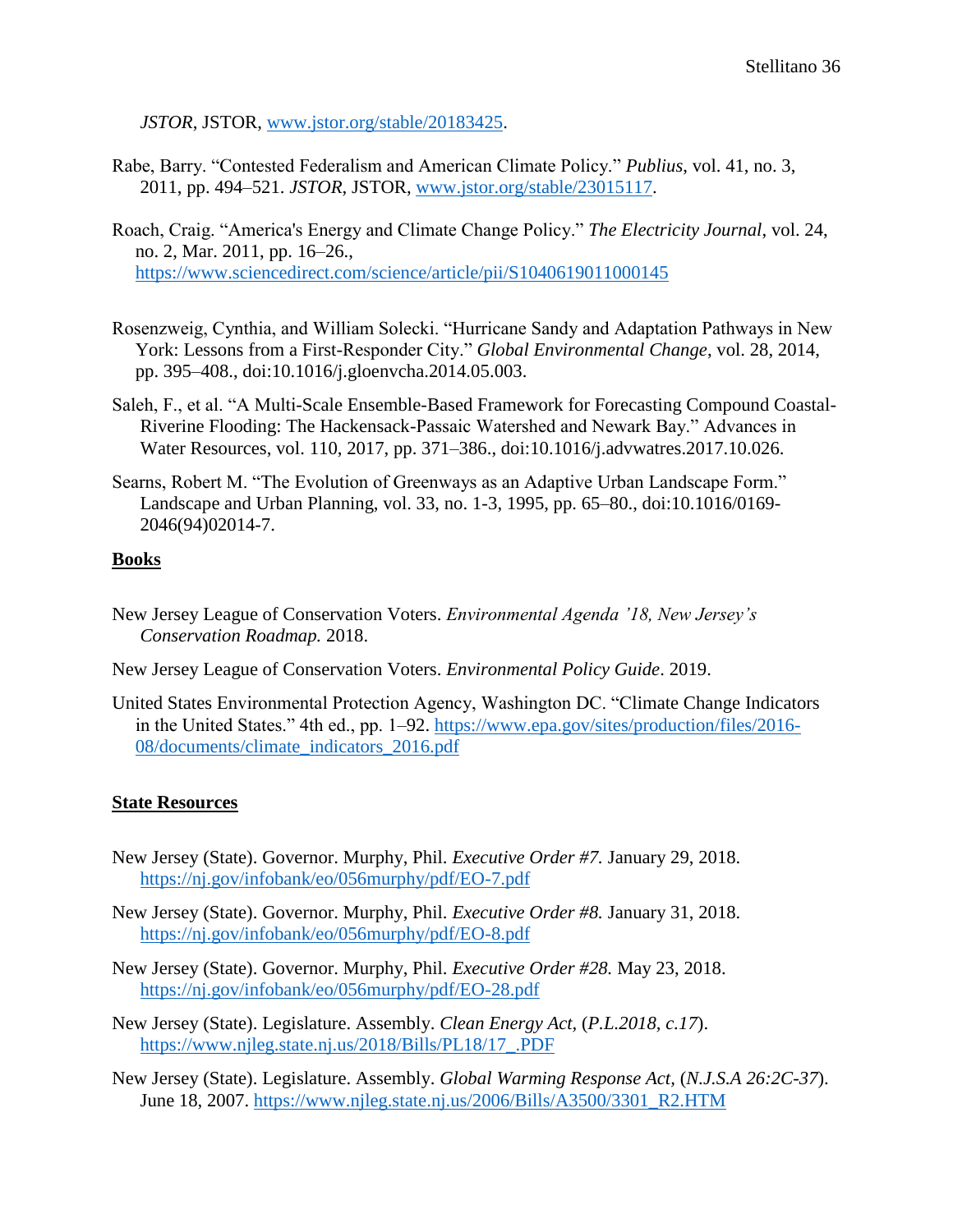*JSTOR*, JSTOR, www.jstor.org/stable/20183425.

Rabe, Barry. "Contested Federalism and American Climate Policy." *Publius*, vol. 41, no. 3, 2011, pp. 494–521. *JSTOR*, JSTOR, www.jstor.org/stable/23015117.

Roach, Craig. "America's Energy and Climate Change Policy." *The Electricity Journal*, vol. 24, no. 2, Mar. 2011, pp. 16–26., https://www.sciencedirect.com/science/article/pii/S1040619011000145

Rosenzweig, Cynthia, and William Solecki. "Hurricane Sandy and Adaptation Pathways in New York: Lessons from a First-Responder City." *Global Environmental Change*, vol. 28, 2014, pp. 395–408., doi:10.1016/j.gloenvcha.2014.05.003.

Saleh, F., et al. "A Multi-Scale Ensemble-Based Framework for Forecasting Compound Coastal-Riverine Flooding: The Hackensack-Passaic Watershed and Newark Bay." Advances in Water Resources, vol. 110, 2017, pp. 371–386., doi:10.1016/j.advwatres.2017.10.026.

Searns, Robert M. "The Evolution of Greenways as an Adaptive Urban Landscape Form." Landscape and Urban Planning, vol. 33, no. 1-3, 1995, pp. 65–80., doi:10.1016/0169-2046(94)02014-7.

**Books**

New Jersey League of Conservation Voters. *Environmental Agenda '18, New Jersey's Conservation Roadmap.* 2018.

New Jersey League of Conservation Voters. *Environmental Policy Guide*. 2019.

United States Environmental Protection Agency, Washington DC. "Climate Change Indicators in the United States." 4th ed., pp. 1–92. https://www.epa.gov/sites/production/files/2016-08/documents/climate_indicators_2016.pdf

**State Resources**

New Jersey (State). Governor. Murphy, Phil. *Executive Order #7.* January 29, 2018. https://nj.gov/infobank/eo/056murphy/pdf/EO-7.pdf

New Jersey (State). Governor. Murphy, Phil. *Executive Order #8.* January 31, 2018. https://nj.gov/infobank/eo/056murphy/pdf/EO-8.pdf

New Jersey (State). Governor. Murphy, Phil. *Executive Order #28.* May 23, 2018. https://nj.gov/infobank/eo/056murphy/pdf/EO-28.pdf

New Jersey (State). Legislature. Assembly. *Clean Energy Act,* (*P.L.2018, c.17*). https://www.njleg.state.nj.us/2018/Bills/PL18/17_.PDF

New Jersey (State). Legislature. Assembly. *Global Warming Response Act,* (*N.J.S.A 26:2C-37*). June 18, 2007. https://www.njleg.state.nj.us/2006/Bills/A3500/3301_R2.HTM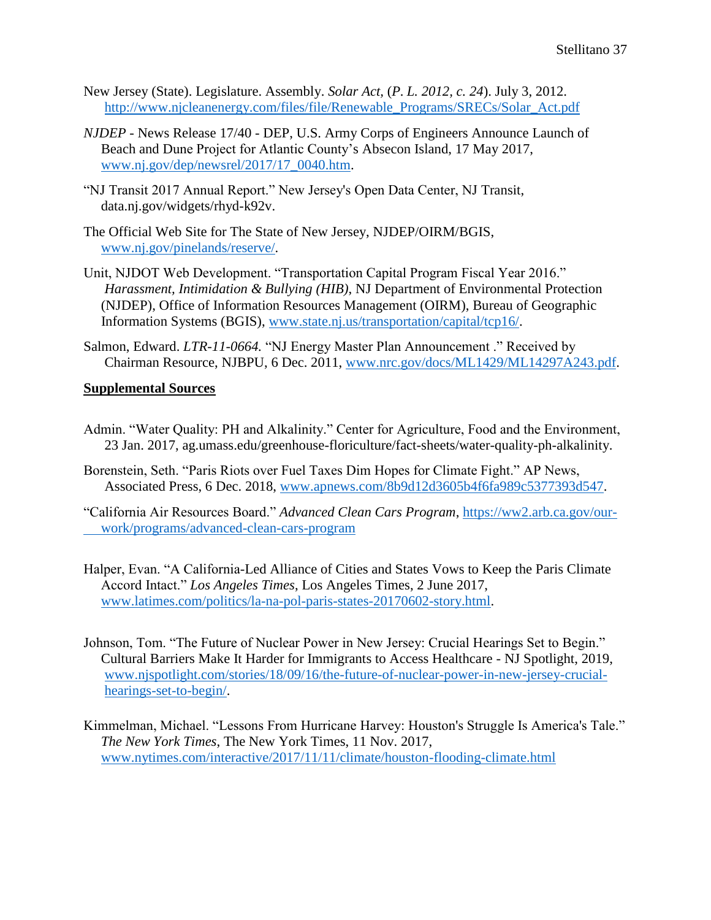New Jersey (State). Legislature. Assembly. *Solar Act,* (*P. L. 2012, c. 24*). July 3, 2012. http://www.njcleanenergy.com/files/file/Renewable_Programs/SRECs/Solar_Act.pdf

*NJDEP* - News Release 17/40 - DEP, U.S. Army Corps of Engineers Announce Launch of Beach and Dune Project for Atlantic County's Absecon Island, 17 May 2017, www.nj.gov/dep/newsrel/2017/17_0040.htm.

"NJ Transit 2017 Annual Report." New Jersey's Open Data Center, NJ Transit, data.nj.gov/widgets/rhyd-k92v.

The Official Web Site for The State of New Jersey, NJDEP/OIRM/BGIS, www.nj.gov/pinelands/reserve/.

Unit, NJDOT Web Development. "Transportation Capital Program Fiscal Year 2016." *Harassment, Intimidation & Bullying (HIB)*, NJ Department of Environmental Protection (NJDEP), Office of Information Resources Management (OIRM), Bureau of Geographic Information Systems (BGIS), www.state.nj.us/transportation/capital/tcp16/.

Salmon, Edward. *LTR-11-0664.* "NJ Energy Master Plan Announcement ." Received by Chairman Resource, NJBPU, 6 Dec. 2011, www.nrc.gov/docs/ML1429/ML14297A243.pdf.

**Supplemental Sources**

Admin. "Water Quality: PH and Alkalinity." Center for Agriculture, Food and the Environment, 23 Jan. 2017, ag.umass.edu/greenhouse-floriculture/fact-sheets/water-quality-ph-alkalinity.

Borenstein, Seth. "Paris Riots over Fuel Taxes Dim Hopes for Climate Fight." AP News, Associated Press, 6 Dec. 2018, www.apnews.com/8b9d12d3605b4f6fa989c5377393d547.

"California Air Resources Board." *Advanced Clean Cars Program*, https://ww2.arb.ca.gov/our-work/programs/advanced-clean-cars-program

Halper, Evan. "A California-Led Alliance of Cities and States Vows to Keep the Paris Climate Accord Intact." *Los Angeles Times*, Los Angeles Times, 2 June 2017, www.latimes.com/politics/la-na-pol-paris-states-20170602-story.html.

Johnson, Tom. "The Future of Nuclear Power in New Jersey: Crucial Hearings Set to Begin." Cultural Barriers Make It Harder for Immigrants to Access Healthcare - NJ Spotlight, 2019, www.njspotlight.com/stories/18/09/16/the-future-of-nuclear-power-in-new-jersey-crucial-hearings-set-to-begin/.

Kimmelman, Michael. "Lessons From Hurricane Harvey: Houston's Struggle Is America's Tale." *The New York Times*, The New York Times, 11 Nov. 2017, www.nytimes.com/interactive/2017/11/11/climate/houston-flooding-climate.html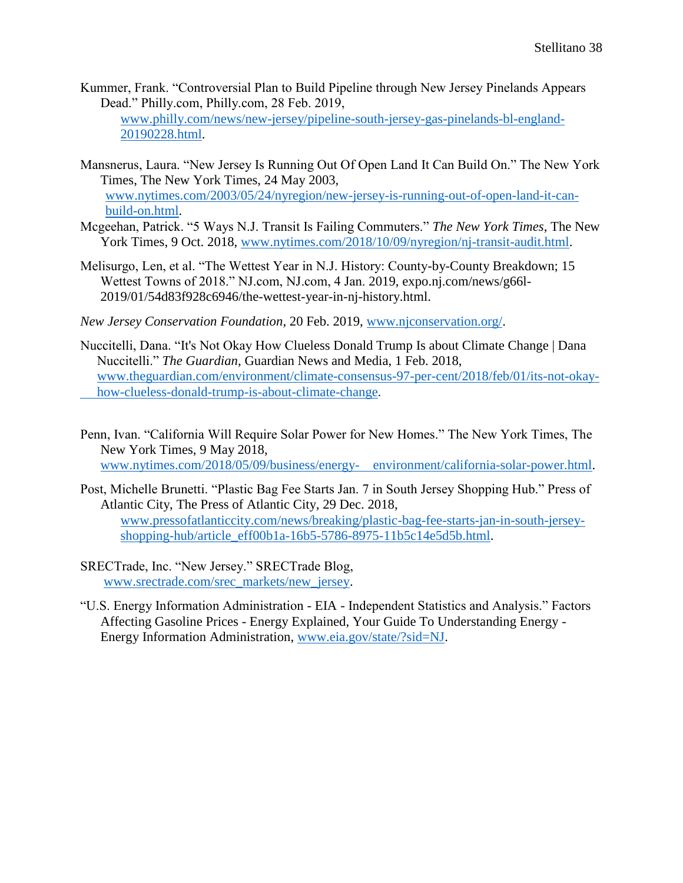Kummer, Frank. "Controversial Plan to Build Pipeline through New Jersey Pinelands Appears Dead." Philly.com, Philly.com, 28 Feb. 2019, www.philly.com/news/new-jersey/pipeline-south-jersey-gas-pinelands-bl-england-20190228.html.

Mansnerus, Laura. "New Jersey Is Running Out Of Open Land It Can Build On." The New York Times, The New York Times, 24 May 2003, www.nytimes.com/2003/05/24/nyregion/new-jersey-is-running-out-of-open-land-it-can-build-on.html.

Mcgeehan, Patrick. "5 Ways N.J. Transit Is Failing Commuters." *The New York Times*, The New York Times, 9 Oct. 2018, www.nytimes.com/2018/10/09/nyregion/nj-transit-audit.html.

Melisurgo, Len, et al. "The Wettest Year in N.J. History: County-by-County Breakdown; 15 Wettest Towns of 2018." NJ.com, NJ.com, 4 Jan. 2019, expo.nj.com/news/g66l-2019/01/54d83f928c6946/the-wettest-year-in-nj-history.html.

*New Jersey Conservation Foundation*, 20 Feb. 2019, www.njconservation.org/.

Nuccitelli, Dana. "It's Not Okay How Clueless Donald Trump Is about Climate Change | Dana Nuccitelli." *The Guardian*, Guardian News and Media, 1 Feb. 2018, www.theguardian.com/environment/climate-consensus-97-per-cent/2018/feb/01/its-not-okay-how-clueless-donald-trump-is-about-climate-change.

Penn, Ivan. "California Will Require Solar Power for New Homes." The New York Times, The New York Times, 9 May 2018, www.nytimes.com/2018/05/09/business/energy-environment/california-solar-power.html.

Post, Michelle Brunetti. "Plastic Bag Fee Starts Jan. 7 in South Jersey Shopping Hub." Press of Atlantic City, The Press of Atlantic City, 29 Dec. 2018, www.pressofatlanticcity.com/news/breaking/plastic-bag-fee-starts-jan-in-south-jersey-shopping-hub/article_eff00b1a-16b5-5786-8975-11b5c14e5d5b.html.

SRECTrade, Inc. "New Jersey." SRECTrade Blog, www.srectrade.com/srec_markets/new_jersey.

"U.S. Energy Information Administration - EIA - Independent Statistics and Analysis." Factors Affecting Gasoline Prices - Energy Explained, Your Guide To Understanding Energy - Energy Information Administration, www.eia.gov/state/?sid=NJ.